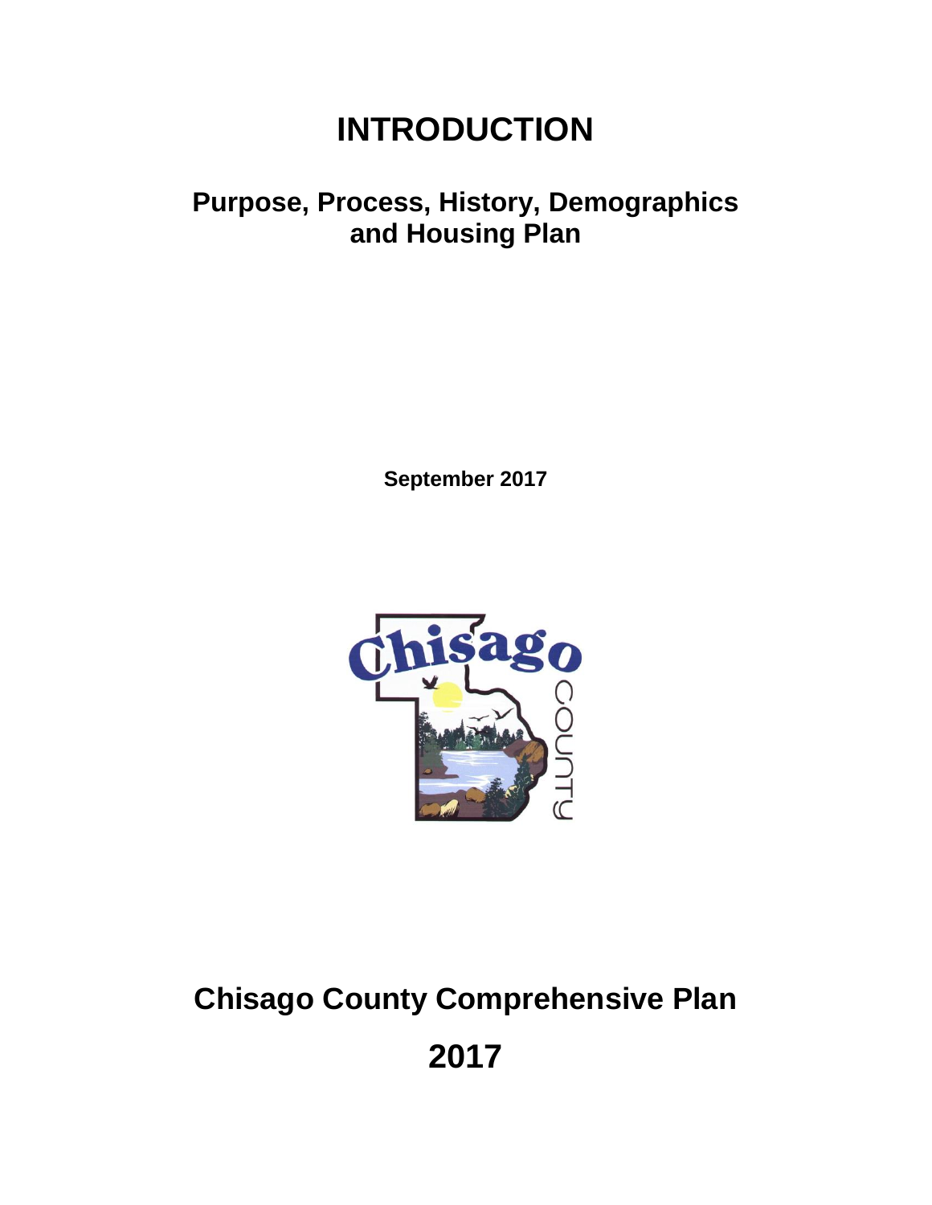# INTRODUCTION

## Purpose, Process, History, Demographics and Housing Plan

**September 2017**

# Chisago County Comprehensive Plan

# 2017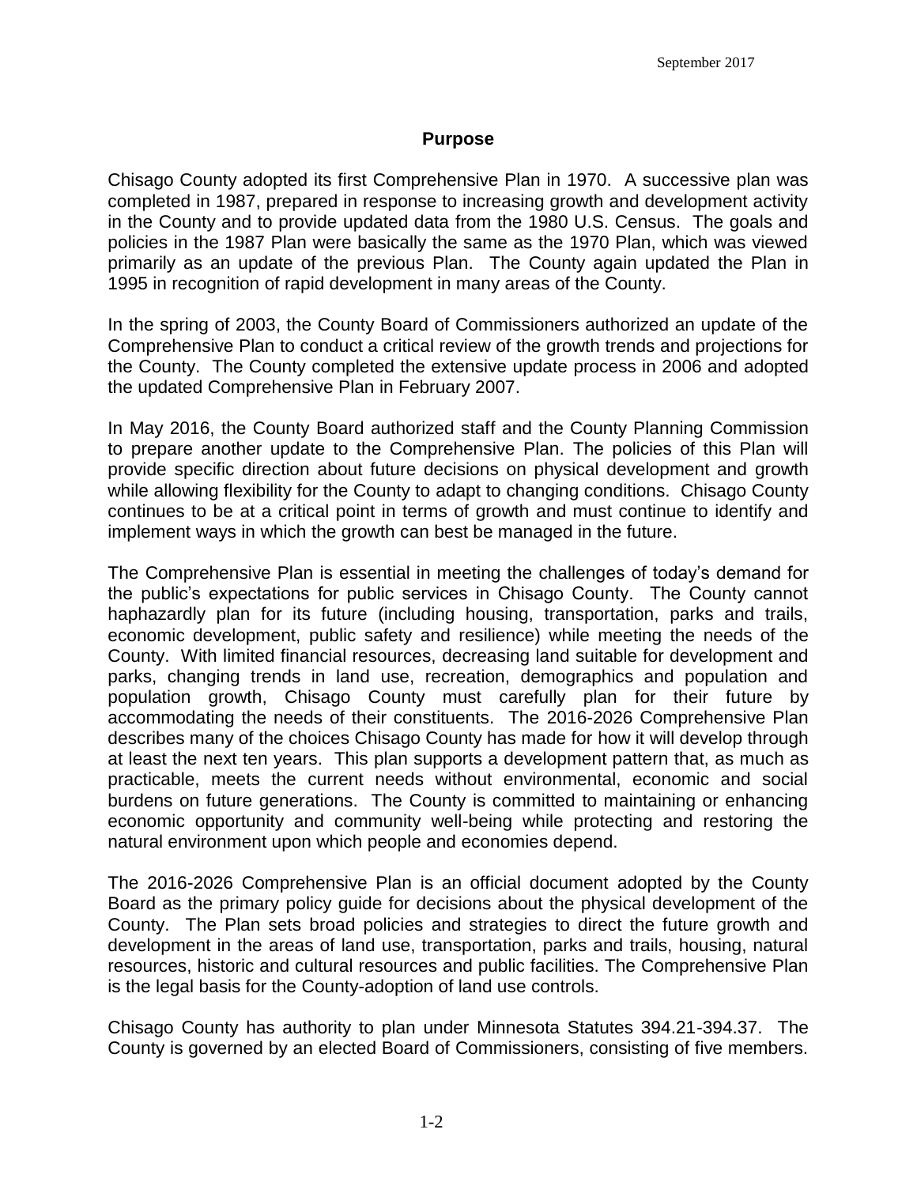## Purpose

Chisago County adopted its first Comprehensive Plan in 1970. A successive plan was completed in 1987, prepared in response to increasing growth and development activity in the County and to provide updated data from the 1980 U.S. Census. The goals and policies in the 1987 Plan were basically the same as the 1970 Plan, which was viewed primarily as an update of the previous Plan. The County again updated the Plan in 1995 in recognition of rapid development in many areas of the County.

In the spring of 2003, the County Board of Commissioners authorized an update of the Comprehensive Plan to conduct a critical review of the growth trends and projections for the County. The County completed the extensive update process in 2006 and adopted the updated Comprehensive Plan in February 2007.

In May 2016, the County Board authorized staff and the County Planning Commission to prepare another update to the Comprehensive Plan. The policies of this Plan will provide specific direction about future decisions on physical development and growth while allowing flexibility for the County to adapt to changing conditions. Chisago County continues to be at a critical point in terms of growth and must continue to identify and implement ways in which the growth can best be managed in the future.

The Comprehensive Plan is essential in meeting the challenges of today's demand for the public's expectations for public services in Chisago County. The County cannot haphazardly plan for its future (including housing, transportation, parks and trails, economic development, public safety and resilience) while meeting the needs of the County. With limited financial resources, decreasing land suitable for development and parks, changing trends in land use, recreation, demographics and population and population growth, Chisago County must carefully plan for their future by accommodating the needs of their constituents. The 2016-2026 Comprehensive Plan describes many of the choices Chisago County has made for how it will develop through at least the next ten years. This plan supports a development pattern that, as much as practicable, meets the current needs without environmental, economic and social burdens on future generations. The County is committed to maintaining or enhancing economic opportunity and community well-being while protecting and restoring the natural environment upon which people and economies depend.

The 2016-2026 Comprehensive Plan is an official document adopted by the County Board as the primary policy guide for decisions about the physical development of the County. The Plan sets broad policies and strategies to direct the future growth and development in the areas of land use, transportation, parks and trails, housing, natural resources, historic and cultural resources and public facilities. The Comprehensive Plan is the legal basis for the County-adoption of land use controls.

Chisago County has authority to plan under Minnesota Statutes 394.21-394.37. The County is governed by an elected Board of Commissioners, consisting of five members.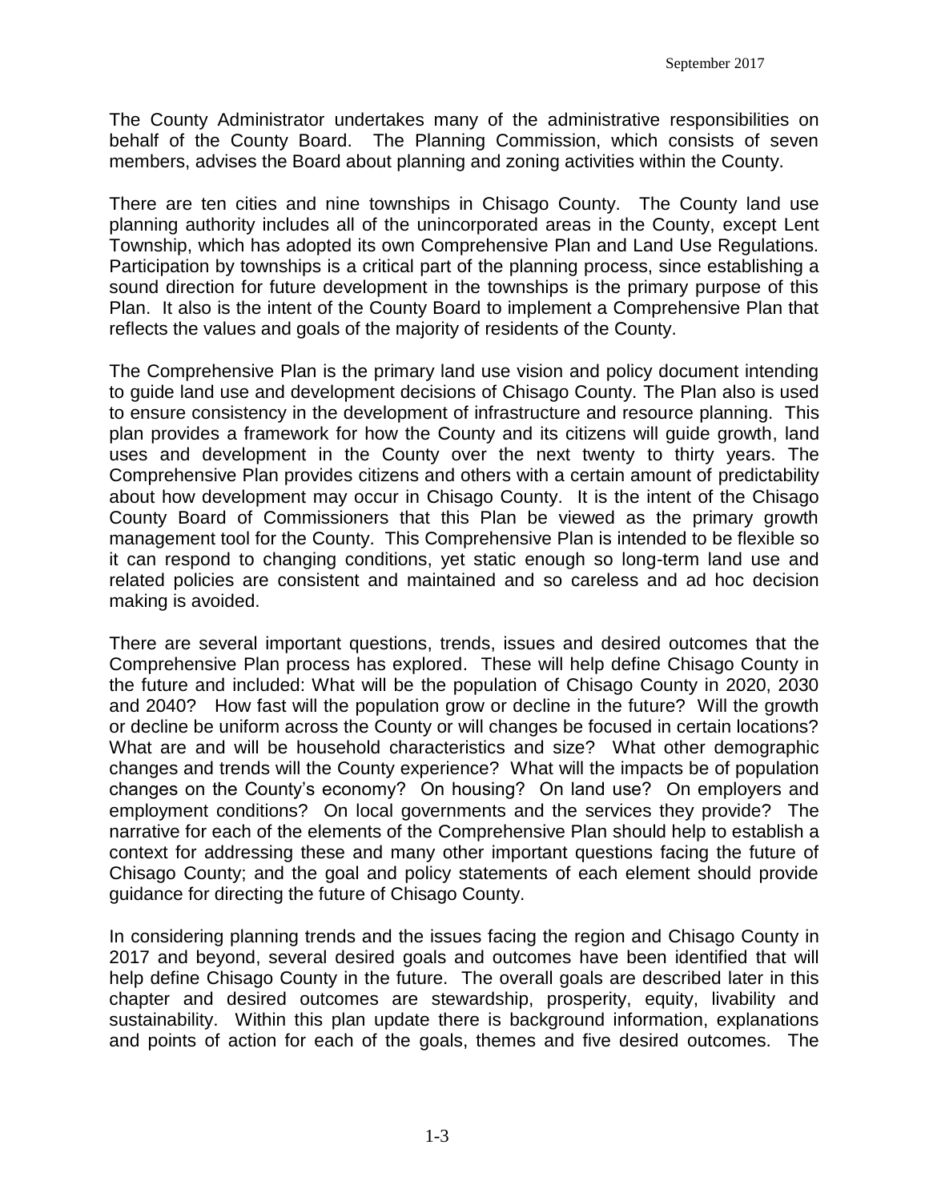The County Administrator undertakes many of the administrative responsibilities on behalf of the County Board. The Planning Commission, which consists of seven members, advises the Board about planning and zoning activities within the County.

There are ten cities and nine townships in Chisago County. The County land use planning authority includes all of the unincorporated areas in the County, except Lent Township, which has adopted its own Comprehensive Plan and Land Use Regulations. Participation by townships is a critical part of the planning process, since establishing a sound direction for future development in the townships is the primary purpose of this Plan. It also is the intent of the County Board to implement a Comprehensive Plan that reflects the values and goals of the majority of residents of the County.

The Comprehensive Plan is the primary land use vision and policy document intending to guide land use and development decisions of Chisago County. The Plan also is used to ensure consistency in the development of infrastructure and resource planning. This plan provides a framework for how the County and its citizens will guide growth, land uses and development in the County over the next twenty to thirty years. The Comprehensive Plan provides citizens and others with a certain amount of predictability about how development may occur in Chisago County. It is the intent of the Chisago County Board of Commissioners that this Plan be viewed as the primary growth management tool for the County. This Comprehensive Plan is intended to be flexible so it can respond to changing conditions, yet static enough so long-term land use and related policies are consistent and maintained and so careless and ad hoc decision making is avoided.

There are several important questions, trends, issues and desired outcomes that the Comprehensive Plan process has explored. These will help define Chisago County in the future and included: What will be the population of Chisago County in 2020, 2030 and 2040? How fast will the population grow or decline in the future? Will the growth or decline be uniform across the County or will changes be focused in certain locations? What are and will be household characteristics and size? What other demographic changes and trends will the County experience? What will the impacts be of population changes on the County's economy? On housing? On land use? On employers and employment conditions? On local governments and the services they provide? The narrative for each of the elements of the Comprehensive Plan should help to establish a context for addressing these and many other important questions facing the future of Chisago County; and the goal and policy statements of each element should provide guidance for directing the future of Chisago County.

In considering planning trends and the issues facing the region and Chisago County in 2017 and beyond, several desired goals and outcomes have been identified that will help define Chisago County in the future. The overall goals are described later in this chapter and desired outcomes are stewardship, prosperity, equity, livability and sustainability. Within this plan update there is background information, explanations and points of action for each of the goals, themes and five desired outcomes. The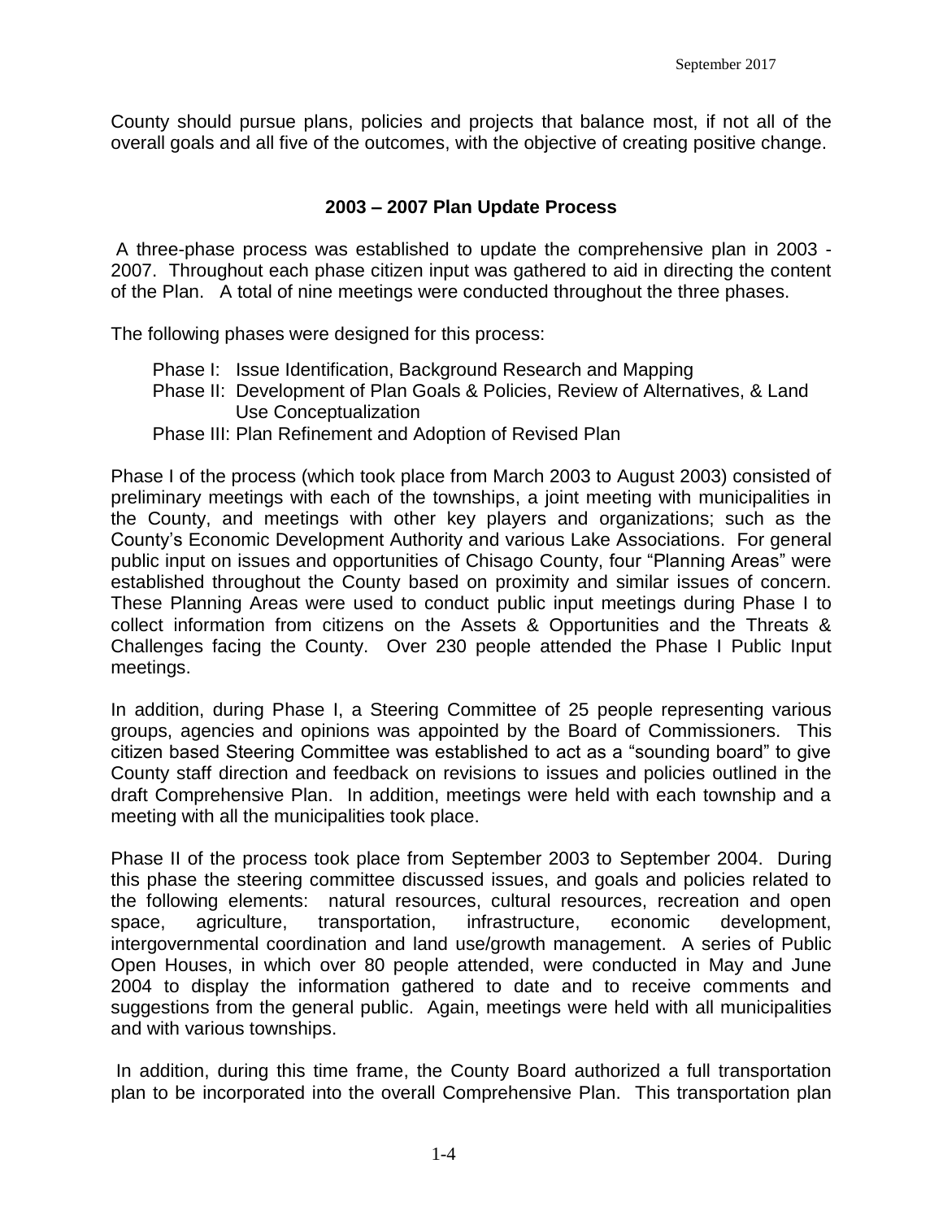County should pursue plans, policies and projects that balance most, if not all of the overall goals and all five of the outcomes, with the objective of creating positive change.

## 2003 – 2007 Plan Update Process

A three-phase process was established to update the comprehensive plan in 2003 - 2007. Throughout each phase citizen input was gathered to aid in directing the content of the Plan. A total of nine meetings were conducted throughout the three phases.

The following phases were designed for this process:

- Phase I: Issue Identification, Background Research and Mapping
- Phase II: Development of Plan Goals & Policies, Review of Alternatives, & Land Use Conceptualization
- Phase III: Plan Refinement and Adoption of Revised Plan

Phase I of the process (which took place from March 2003 to August 2003) consisted of preliminary meetings with each of the townships, a joint meeting with municipalities in the County, and meetings with other key players and organizations; such as the County's Economic Development Authority and various Lake Associations. For general public input on issues and opportunities of Chisago County, four "Planning Areas" were established throughout the County based on proximity and similar issues of concern. These Planning Areas were used to conduct public input meetings during Phase I to collect information from citizens on the Assets & Opportunities and the Threats & Challenges facing the County. Over 230 people attended the Phase I Public Input meetings.

In addition, during Phase I, a Steering Committee of 25 people representing various groups, agencies and opinions was appointed by the Board of Commissioners. This citizen based Steering Committee was established to act as a "sounding board" to give County staff direction and feedback on revisions to issues and policies outlined in the draft Comprehensive Plan. In addition, meetings were held with each township and a meeting with all the municipalities took place.

Phase II of the process took place from September 2003 to September 2004. During this phase the steering committee discussed issues, and goals and policies related to the following elements: natural resources, cultural resources, recreation and open space, agriculture, transportation, infrastructure, economic development, intergovernmental coordination and land use/growth management. A series of Public Open Houses, in which over 80 people attended, were conducted in May and June 2004 to display the information gathered to date and to receive comments and suggestions from the general public. Again, meetings were held with all municipalities and with various townships.

In addition, during this time frame, the County Board authorized a full transportation plan to be incorporated into the overall Comprehensive Plan. This transportation plan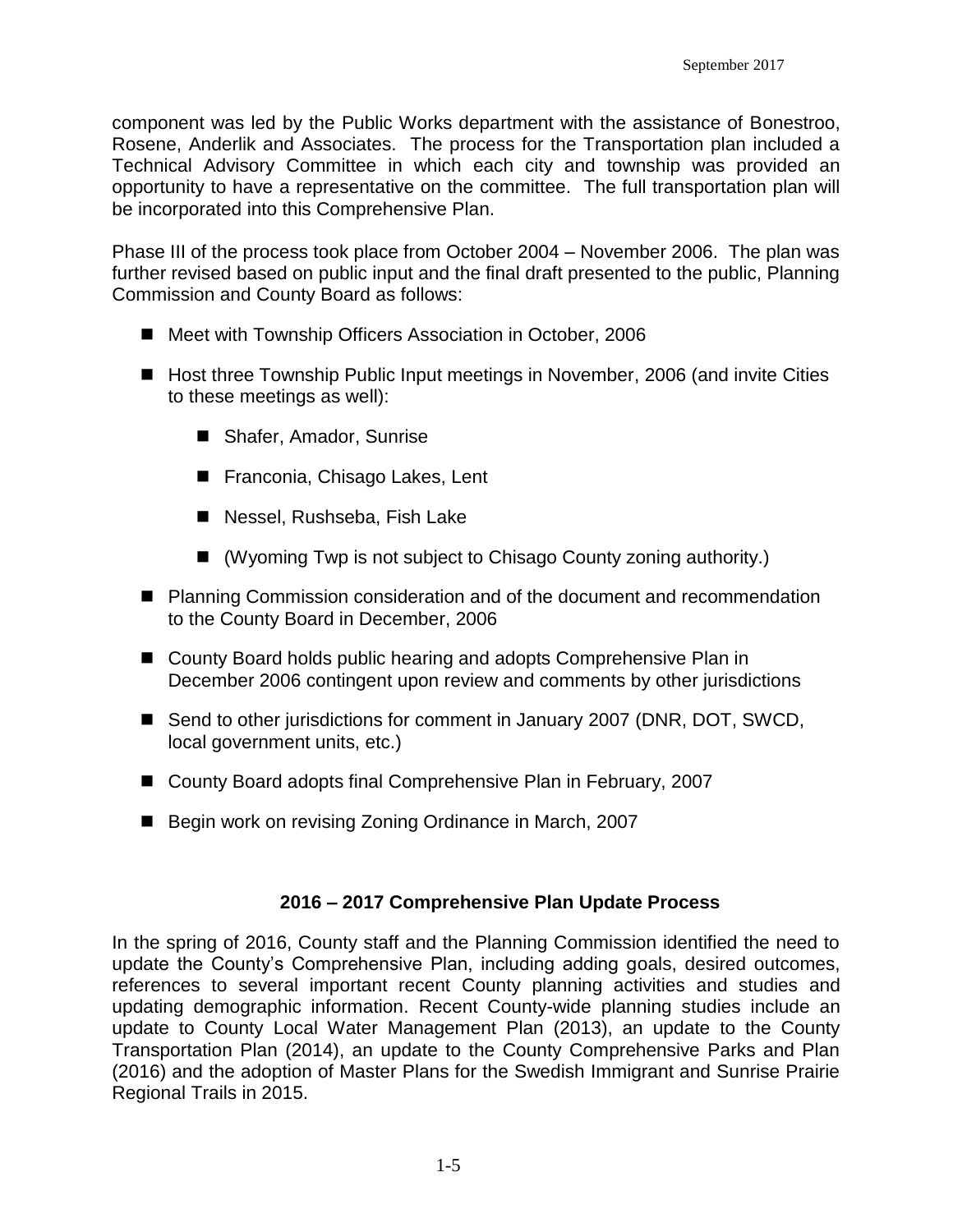component was led by the Public Works department with the assistance of Bonestroo, Rosene, Anderlik and Associates. The process for the Transportation plan included a Technical Advisory Committee in which each city and township was provided an opportunity to have a representative on the committee. The full transportation plan will be incorporated into this Comprehensive Plan.

Phase III of the process took place from October 2004 – November 2006. The plan was further revised based on public input and the final draft presented to the public, Planning Commission and County Board as follows:

- Meet with Township Officers Association in October, 2006
- Host three Township Public Input meetings in November, 2006 (and invite Cities to these meetings as well):
  - Shafer, Amador, Sunrise
  - Franconia, Chisago Lakes, Lent
  - Nessel, Rushseba, Fish Lake
  - (Wyoming Twp is not subject to Chisago County zoning authority.)
- Planning Commission consideration and of the document and recommendation to the County Board in December, 2006
- County Board holds public hearing and adopts Comprehensive Plan in December 2006 contingent upon review and comments by other jurisdictions
- Send to other jurisdictions for comment in January 2007 (DNR, DOT, SWCD, local government units, etc.)
- County Board adopts final Comprehensive Plan in February, 2007
- Begin work on revising Zoning Ordinance in March, 2007

## 2016 – 2017 Comprehensive Plan Update Process

In the spring of 2016, County staff and the Planning Commission identified the need to update the County's Comprehensive Plan, including adding goals, desired outcomes, references to several important recent County planning activities and studies and updating demographic information. Recent County-wide planning studies include an update to County Local Water Management Plan (2013), an update to the County Transportation Plan (2014), an update to the County Comprehensive Parks and Plan (2016) and the adoption of Master Plans for the Swedish Immigrant and Sunrise Prairie Regional Trails in 2015.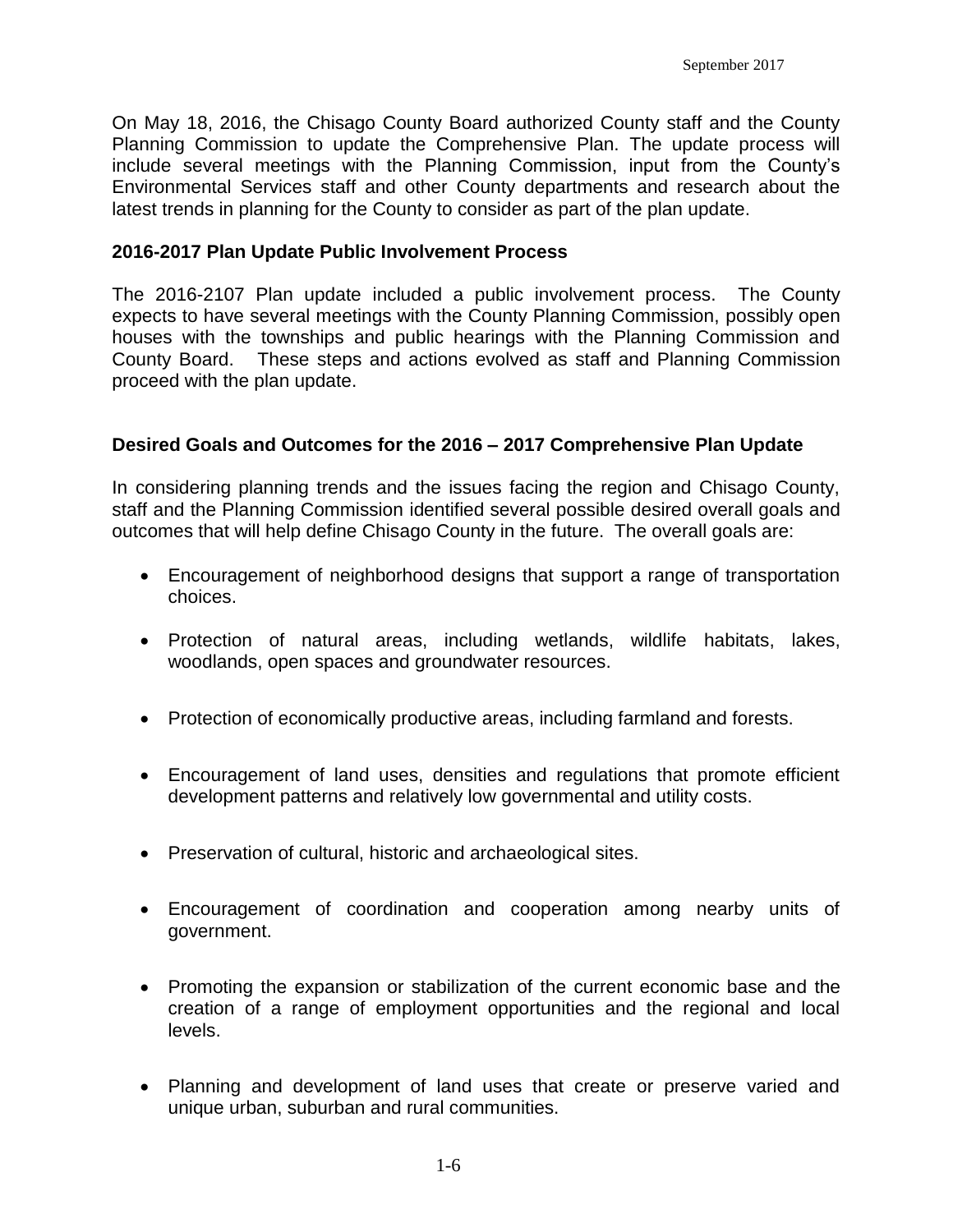On May 18, 2016, the Chisago County Board authorized County staff and the County Planning Commission to update the Comprehensive Plan. The update process will include several meetings with the Planning Commission, input from the County's Environmental Services staff and other County departments and research about the latest trends in planning for the County to consider as part of the plan update.

**2016-2017 Plan Update Public Involvement Process**

The 2016-2107 Plan update included a public involvement process. The County expects to have several meetings with the County Planning Commission, possibly open houses with the townships and public hearings with the Planning Commission and County Board. These steps and actions evolved as staff and Planning Commission proceed with the plan update.

**Desired Goals and Outcomes for the 2016 – 2017 Comprehensive Plan Update**

In considering planning trends and the issues facing the region and Chisago County, staff and the Planning Commission identified several possible desired overall goals and outcomes that will help define Chisago County in the future. The overall goals are:

- Encouragement of neighborhood designs that support a range of transportation choices.
- Protection of natural areas, including wetlands, wildlife habitats, lakes, woodlands, open spaces and groundwater resources.
- Protection of economically productive areas, including farmland and forests.
- Encouragement of land uses, densities and regulations that promote efficient development patterns and relatively low governmental and utility costs.
- Preservation of cultural, historic and archaeological sites.
- Encouragement of coordination and cooperation among nearby units of government.
- Promoting the expansion or stabilization of the current economic base and the creation of a range of employment opportunities and the regional and local levels.
- Planning and development of land uses that create or preserve varied and unique urban, suburban and rural communities.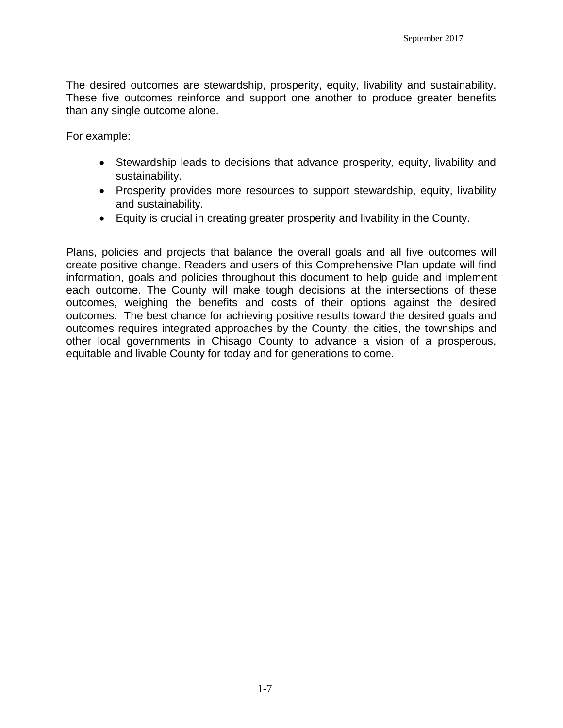The desired outcomes are stewardship, prosperity, equity, livability and sustainability. These five outcomes reinforce and support one another to produce greater benefits than any single outcome alone.

For example:

- Stewardship leads to decisions that advance prosperity, equity, livability and sustainability.
- Prosperity provides more resources to support stewardship, equity, livability and sustainability.
- Equity is crucial in creating greater prosperity and livability in the County.

Plans, policies and projects that balance the overall goals and all five outcomes will create positive change. Readers and users of this Comprehensive Plan update will find information, goals and policies throughout this document to help guide and implement each outcome. The County will make tough decisions at the intersections of these outcomes, weighing the benefits and costs of their options against the desired outcomes. The best chance for achieving positive results toward the desired goals and outcomes requires integrated approaches by the County, the cities, the townships and other local governments in Chisago County to advance a vision of a prosperous, equitable and livable County for today and for generations to come.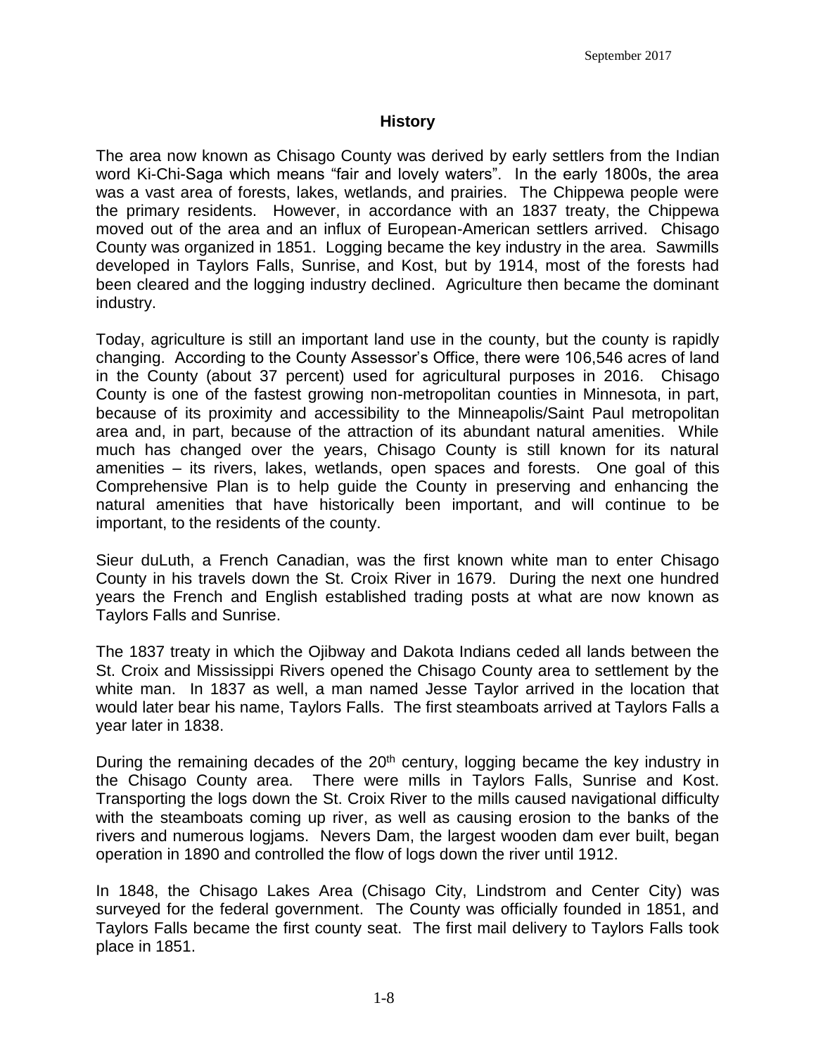## History

The area now known as Chisago County was derived by early settlers from the Indian word Ki-Chi-Saga which means "fair and lovely waters". In the early 1800s, the area was a vast area of forests, lakes, wetlands, and prairies. The Chippewa people were the primary residents. However, in accordance with an 1837 treaty, the Chippewa moved out of the area and an influx of European-American settlers arrived. Chisago County was organized in 1851. Logging became the key industry in the area. Sawmills developed in Taylors Falls, Sunrise, and Kost, but by 1914, most of the forests had been cleared and the logging industry declined. Agriculture then became the dominant industry.

Today, agriculture is still an important land use in the county, but the county is rapidly changing. According to the County Assessor's Office, there were 106,546 acres of land in the County (about 37 percent) used for agricultural purposes in 2016. Chisago County is one of the fastest growing non-metropolitan counties in Minnesota, in part, because of its proximity and accessibility to the Minneapolis/Saint Paul metropolitan area and, in part, because of the attraction of its abundant natural amenities. While much has changed over the years, Chisago County is still known for its natural amenities – its rivers, lakes, wetlands, open spaces and forests. One goal of this Comprehensive Plan is to help guide the County in preserving and enhancing the natural amenities that have historically been important, and will continue to be important, to the residents of the county.

Sieur duLuth, a French Canadian, was the first known white man to enter Chisago County in his travels down the St. Croix River in 1679. During the next one hundred years the French and English established trading posts at what are now known as Taylors Falls and Sunrise.

The 1837 treaty in which the Ojibway and Dakota Indians ceded all lands between the St. Croix and Mississippi Rivers opened the Chisago County area to settlement by the white man. In 1837 as well, a man named Jesse Taylor arrived in the location that would later bear his name, Taylors Falls. The first steamboats arrived at Taylors Falls a year later in 1838.

During the remaining decades of the 20th century, logging became the key industry in the Chisago County area. There were mills in Taylors Falls, Sunrise and Kost. Transporting the logs down the St. Croix River to the mills caused navigational difficulty with the steamboats coming up river, as well as causing erosion to the banks of the rivers and numerous logjams. Nevers Dam, the largest wooden dam ever built, began operation in 1890 and controlled the flow of logs down the river until 1912.

In 1848, the Chisago Lakes Area (Chisago City, Lindstrom and Center City) was surveyed for the federal government. The County was officially founded in 1851, and Taylors Falls became the first county seat. The first mail delivery to Taylors Falls took place in 1851.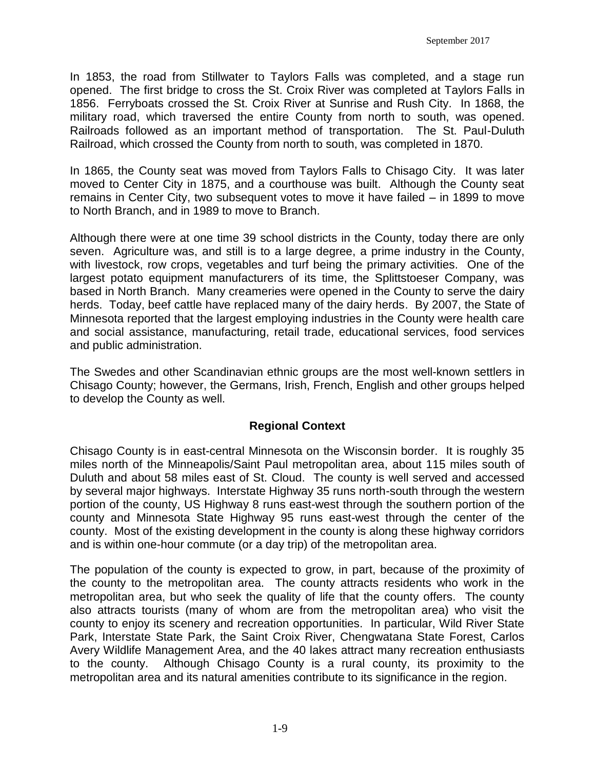In 1853, the road from Stillwater to Taylors Falls was completed, and a stage run opened. The first bridge to cross the St. Croix River was completed at Taylors Falls in 1856. Ferryboats crossed the St. Croix River at Sunrise and Rush City. In 1868, the military road, which traversed the entire County from north to south, was opened. Railroads followed as an important method of transportation. The St. Paul-Duluth Railroad, which crossed the County from north to south, was completed in 1870.

In 1865, the County seat was moved from Taylors Falls to Chisago City. It was later moved to Center City in 1875, and a courthouse was built. Although the County seat remains in Center City, two subsequent votes to move it have failed – in 1899 to move to North Branch, and in 1989 to move to Branch.

Although there were at one time 39 school districts in the County, today there are only seven. Agriculture was, and still is to a large degree, a prime industry in the County, with livestock, row crops, vegetables and turf being the primary activities. One of the largest potato equipment manufacturers of its time, the Splittstoeser Company, was based in North Branch. Many creameries were opened in the County to serve the dairy herds. Today, beef cattle have replaced many of the dairy herds. By 2007, the State of Minnesota reported that the largest employing industries in the County were health care and social assistance, manufacturing, retail trade, educational services, food services and public administration.

The Swedes and other Scandinavian ethnic groups are the most well-known settlers in Chisago County; however, the Germans, Irish, French, English and other groups helped to develop the County as well.

## Regional Context

Chisago County is in east-central Minnesota on the Wisconsin border. It is roughly 35 miles north of the Minneapolis/Saint Paul metropolitan area, about 115 miles south of Duluth and about 58 miles east of St. Cloud. The county is well served and accessed by several major highways. Interstate Highway 35 runs north-south through the western portion of the county, US Highway 8 runs east-west through the southern portion of the county and Minnesota State Highway 95 runs east-west through the center of the county. Most of the existing development in the county is along these highway corridors and is within one-hour commute (or a day trip) of the metropolitan area.

The population of the county is expected to grow, in part, because of the proximity of the county to the metropolitan area. The county attracts residents who work in the metropolitan area, but who seek the quality of life that the county offers. The county also attracts tourists (many of whom are from the metropolitan area) who visit the county to enjoy its scenery and recreation opportunities. In particular, Wild River State Park, Interstate State Park, the Saint Croix River, Chengwatana State Forest, Carlos Avery Wildlife Management Area, and the 40 lakes attract many recreation enthusiasts to the county. Although Chisago County is a rural county, its proximity to the metropolitan area and its natural amenities contribute to its significance in the region.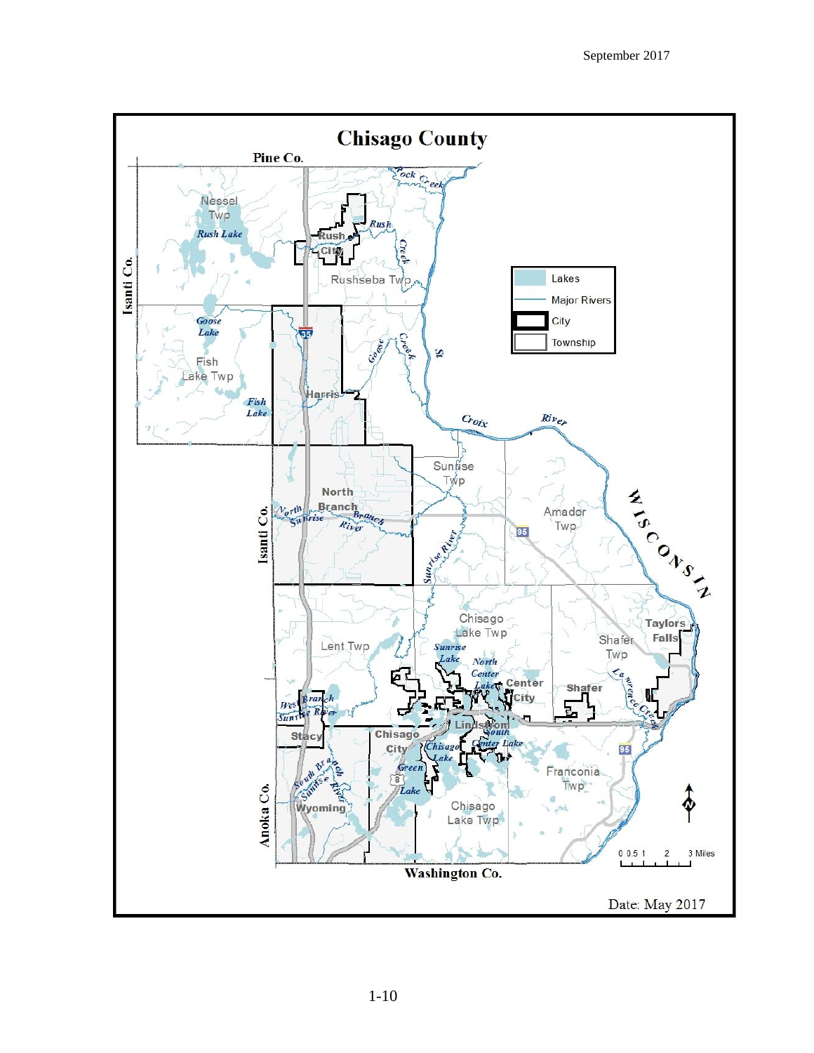# Chisago County

Lakes

Major Rivers

City

Township

Date: May 2017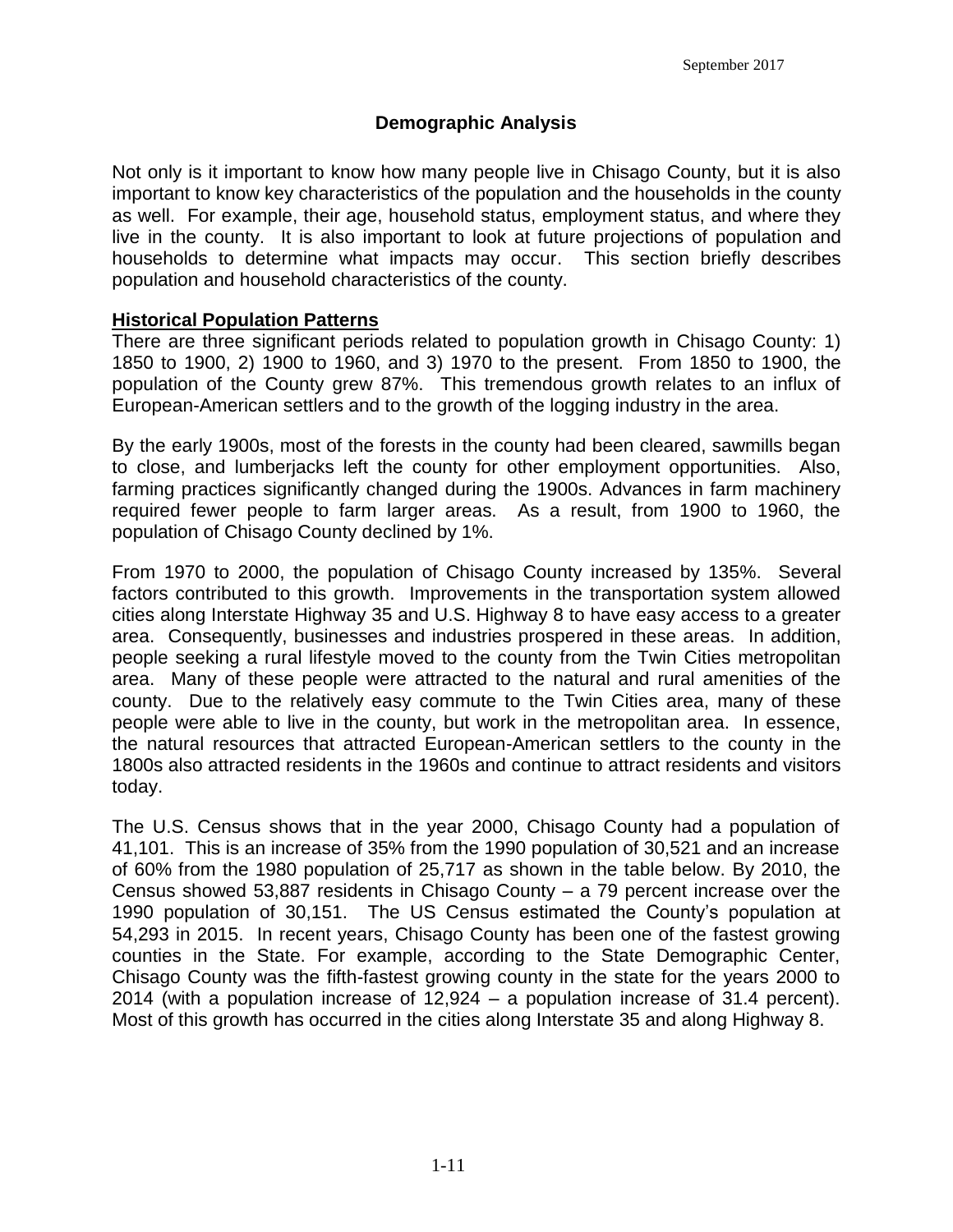## Demographic Analysis

Not only is it important to know how many people live in Chisago County, but it is also important to know key characteristics of the population and the households in the county as well. For example, their age, household status, employment status, and where they live in the county. It is also important to look at future projections of population and households to determine what impacts may occur. This section briefly describes population and household characteristics of the county.

### Historical Population Patterns

There are three significant periods related to population growth in Chisago County: 1) 1850 to 1900, 2) 1900 to 1960, and 3) 1970 to the present. From 1850 to 1900, the population of the County grew 87%. This tremendous growth relates to an influx of European-American settlers and to the growth of the logging industry in the area.

By the early 1900s, most of the forests in the county had been cleared, sawmills began to close, and lumberjacks left the county for other employment opportunities. Also, farming practices significantly changed during the 1900s. Advances in farm machinery required fewer people to farm larger areas. As a result, from 1900 to 1960, the population of Chisago County declined by 1%.

From 1970 to 2000, the population of Chisago County increased by 135%. Several factors contributed to this growth. Improvements in the transportation system allowed cities along Interstate Highway 35 and U.S. Highway 8 to have easy access to a greater area. Consequently, businesses and industries prospered in these areas. In addition, people seeking a rural lifestyle moved to the county from the Twin Cities metropolitan area. Many of these people were attracted to the natural and rural amenities of the county. Due to the relatively easy commute to the Twin Cities area, many of these people were able to live in the county, but work in the metropolitan area. In essence, the natural resources that attracted European-American settlers to the county in the 1800s also attracted residents in the 1960s and continue to attract residents and visitors today.

The U.S. Census shows that in the year 2000, Chisago County had a population of 41,101. This is an increase of 35% from the 1990 population of 30,521 and an increase of 60% from the 1980 population of 25,717 as shown in the table below. By 2010, the Census showed 53,887 residents in Chisago County – a 79 percent increase over the 1990 population of 30,151. The US Census estimated the County's population at 54,293 in 2015. In recent years, Chisago County has been one of the fastest growing counties in the State. For example, according to the State Demographic Center, Chisago County was the fifth-fastest growing county in the state for the years 2000 to 2014 (with a population increase of 12,924 – a population increase of 31.4 percent). Most of this growth has occurred in the cities along Interstate 35 and along Highway 8.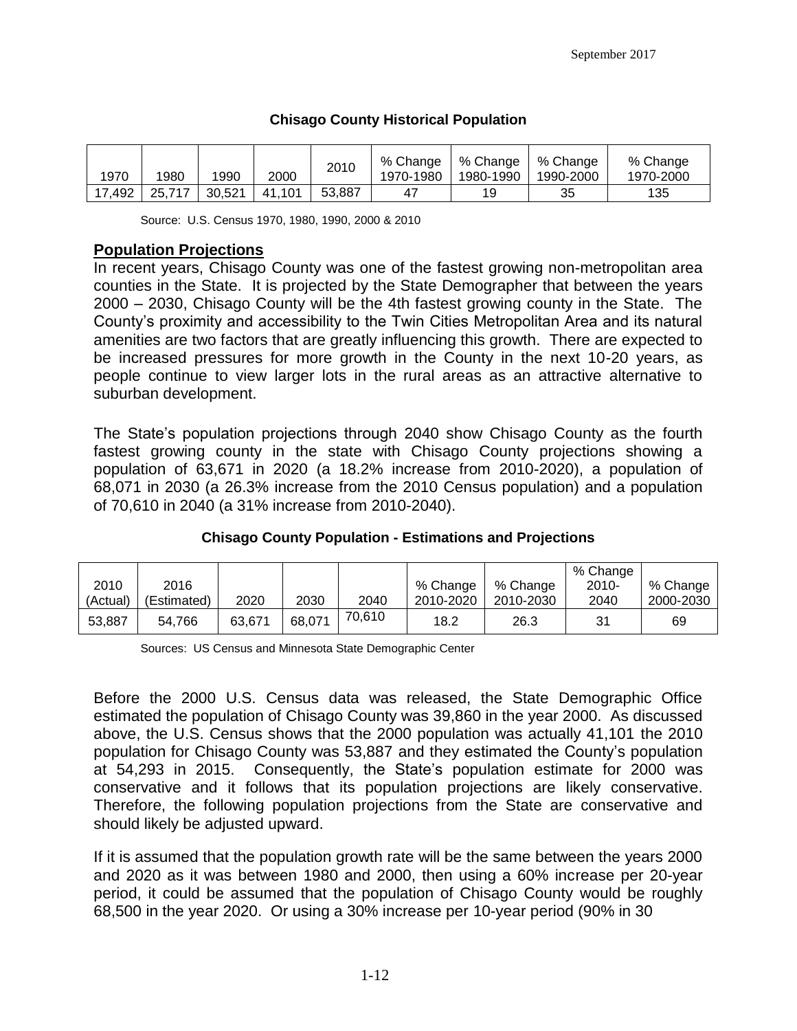**Chisago County Historical Population**

| 1970 | 1980 | 1990 | 2000 | 2010 | % Change 1970-1980 | % Change 1980-1990 | % Change 1990-2000 | % Change 1970-2000 |
|---|---|---|---|---|---|---|---|---|
| 17,492 | 25,717 | 30,521 | 41,101 | 53,887 | 47 | 19 | 35 | 135 |

Source: U.S. Census 1970, 1980, 1990, 2000 & 2010

## Population Projections

In recent years, Chisago County was one of the fastest growing non-metropolitan area counties in the State. It is projected by the State Demographer that between the years 2000 – 2030, Chisago County will be the 4th fastest growing county in the State. The County's proximity and accessibility to the Twin Cities Metropolitan Area and its natural amenities are two factors that are greatly influencing this growth. There are expected to be increased pressures for more growth in the County in the next 10-20 years, as people continue to view larger lots in the rural areas as an attractive alternative to suburban development.

The State's population projections through 2040 show Chisago County as the fourth fastest growing county in the state with Chisago County projections showing a population of 63,671 in 2020 (a 18.2% increase from 2010-2020), a population of 68,071 in 2030 (a 26.3% increase from the 2010 Census population) and a population of 70,610 in 2040 (a 31% increase from 2010-2040).

**Chisago County Population - Estimations and Projections**

| 2010 (Actual) | 2016 (Estimated) | 2020 | 2030 | 2040 | % Change 2010-2020 | % Change 2010-2030 | % Change 2010-2040 | % Change 2000-2030 |
|---|---|---|---|---|---|---|---|---|
| 53,887 | 54,766 | 63,671 | 68,071 | 70,610 | 18.2 | 26.3 | 31 | 69 |

Sources: US Census and Minnesota State Demographic Center

Before the 2000 U.S. Census data was released, the State Demographic Office estimated the population of Chisago County was 39,860 in the year 2000. As discussed above, the U.S. Census shows that the 2000 population was actually 41,101 the 2010 population for Chisago County was 53,887 and they estimated the County's population at 54,293 in 2015. Consequently, the State's population estimate for 2000 was conservative and it follows that its population projections are likely conservative. Therefore, the following population projections from the State are conservative and should likely be adjusted upward.

If it is assumed that the population growth rate will be the same between the years 2000 and 2020 as it was between 1980 and 2000, then using a 60% increase per 20-year period, it could be assumed that the population of Chisago County would be roughly 68,500 in the year 2020. Or using a 30% increase per 10-year period (90% in 30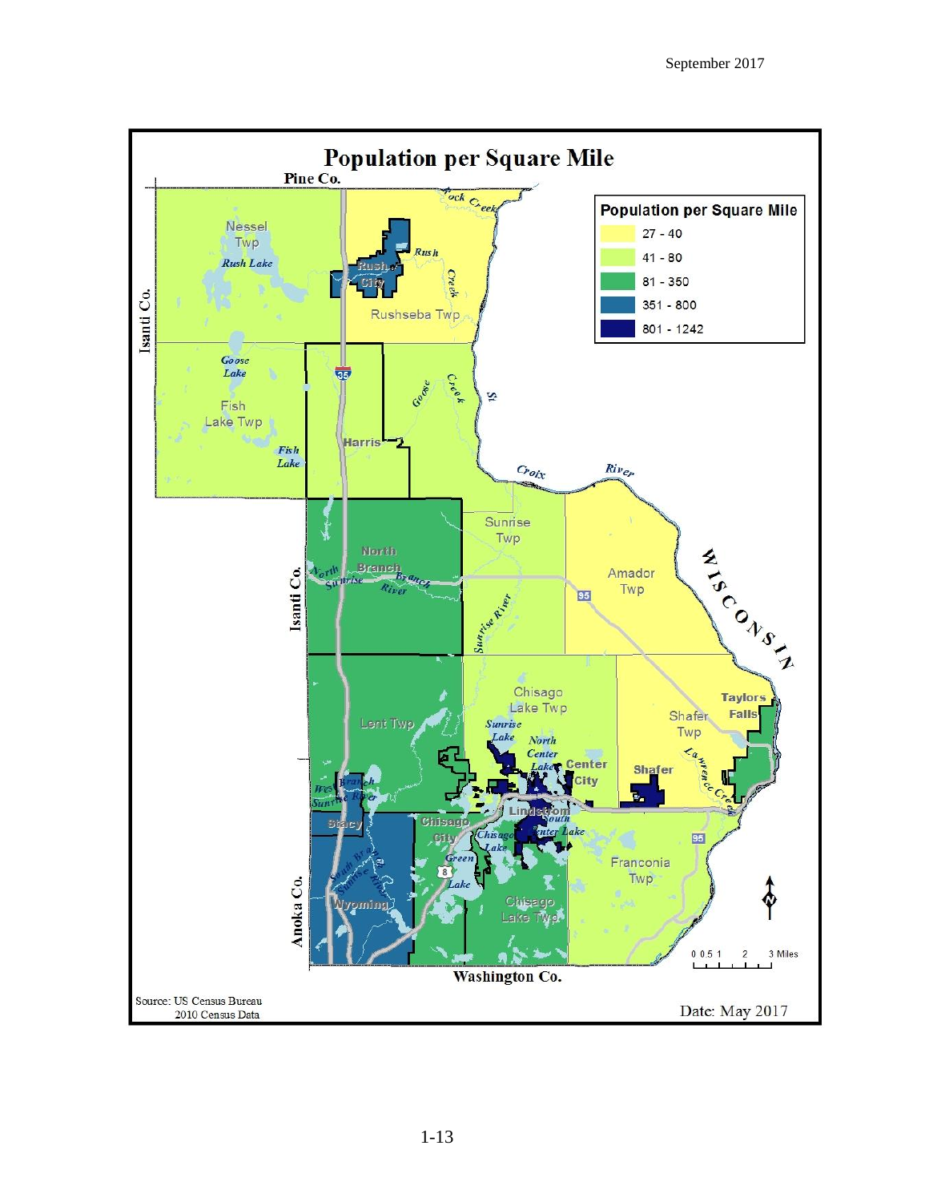# Population per Square Mile

| Population per Square Mile |
| --- |
| 27 - 40 |
| 41 - 80 |
| 81 - 350 |
| 351 - 800 |
| 801 - 1242 |

Pine Co.

Isanti Co.

Anoka Co.

Washington Co.

WISCONSIN

Nessel Twp

Rush Lake

Rush City

Rush Creek

Rushseba Twp

Rock Creek

Goose Lake

Fish Lake Twp

Fish Lake

Harris

Goose Creek

St. Croix River

Sunrise Twp

Amador Twp

North Branch

North Branch Sunrise River

Sunrise River

Lent Twp

Chisago Lake Twp

Sunrise Lake

North Center Lake

Center City

Shafer Twp

Shafer

Taylors Falls

Lawrence Creek

West Branch Sunrise River

Stacy

Chisago City

Chisago Lake

Lindstrom

South Center Lake

Green Lake

Franconia Twp

South Branch Sunrise River

Wyoming

0 0.5 1 2 3 Miles

Source: US Census Bureau
2010 Census Data

Date: May 2017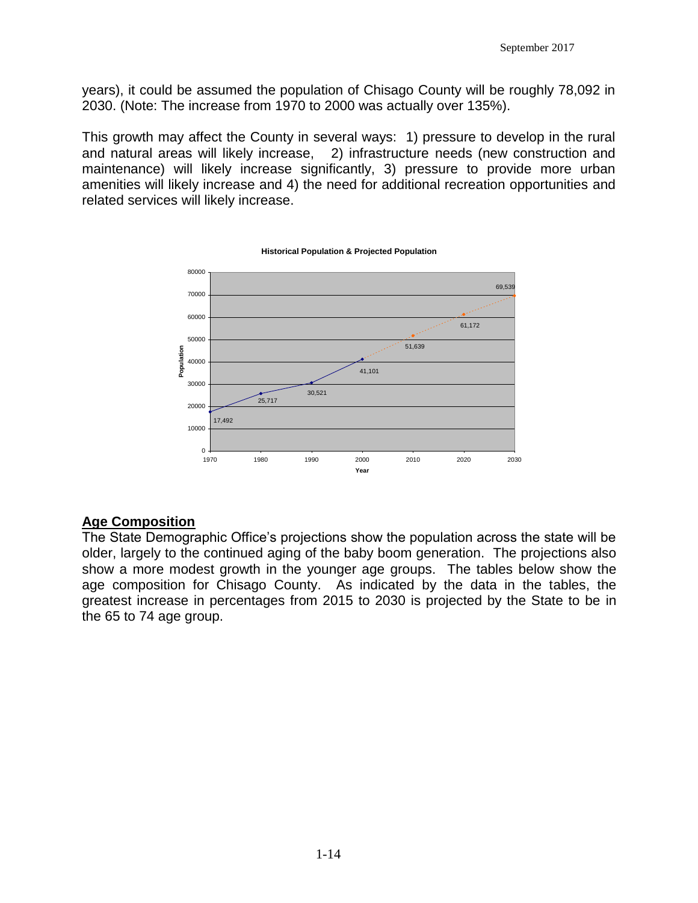years), it could be assumed the population of Chisago County will be roughly 78,092 in 2030. (Note: The increase from 1970 to 2000 was actually over 135%).

This growth may affect the County in several ways: 1) pressure to develop in the rural and natural areas will likely increase, 2) infrastructure needs (new construction and maintenance) will likely increase significantly, 3) pressure to provide more urban amenities will likely increase and 4) the need for additional recreation opportunities and related services will likely increase.

**Historical Population & Projected Population**

| Year | Population |
|---|---|
| 1970 | 17,492 |
| 1980 | 25,717 |
| 1990 | 30,521 |
| 2000 | 41,101 |
| 2010 | 51,639 |
| 2020 | 61,172 |
| 2030 | 69,539 |

## Age Composition

The State Demographic Office's projections show the population across the state will be older, largely to the continued aging of the baby boom generation. The projections also show a more modest growth in the younger age groups. The tables below show the age composition for Chisago County. As indicated by the data in the tables, the greatest increase in percentages from 2015 to 2030 is projected by the State to be in the 65 to 74 age group.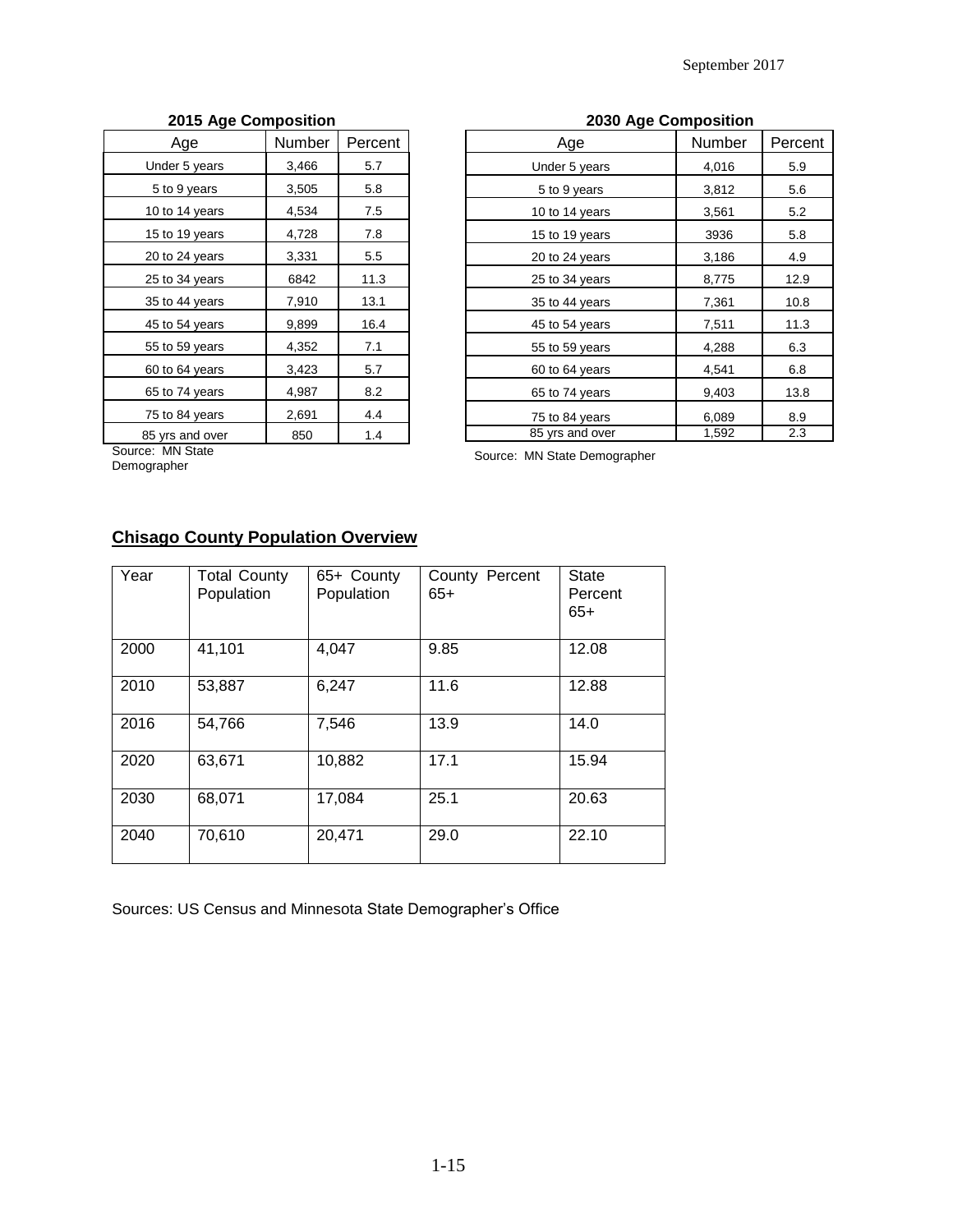September 2017

**2015 Age Composition**

| Age | Number | Percent |
|---|---|---|
| Under 5 years | 3,466 | 5.7 |
| 5 to 9 years | 3,505 | 5.8 |
| 10 to 14 years | 4,534 | 7.5 |
| 15 to 19 years | 4,728 | 7.8 |
| 20 to 24 years | 3,331 | 5.5 |
| 25 to 34 years | 6842 | 11.3 |
| 35 to 44 years | 7,910 | 13.1 |
| 45 to 54 years | 9,899 | 16.4 |
| 55 to 59 years | 4,352 | 7.1 |
| 60 to 64 years | 3,423 | 5.7 |
| 65 to 74 years | 4,987 | 8.2 |
| 75 to 84 years | 2,691 | 4.4 |
| 85 yrs and over | 850 | 1.4 |

Source: MN State Demographer

**2030 Age Composition**

| Age | Number | Percent |
|---|---|---|
| Under 5 years | 4,016 | 5.9 |
| 5 to 9 years | 3,812 | 5.6 |
| 10 to 14 years | 3,561 | 5.2 |
| 15 to 19 years | 3936 | 5.8 |
| 20 to 24 years | 3,186 | 4.9 |
| 25 to 34 years | 8,775 | 12.9 |
| 35 to 44 years | 7,361 | 10.8 |
| 45 to 54 years | 7,511 | 11.3 |
| 55 to 59 years | 4,288 | 6.3 |
| 60 to 64 years | 4,541 | 6.8 |
| 65 to 74 years | 9,403 | 13.8 |
| 75 to 84 years | 6,089 | 8.9 |
| 85 yrs and over | 1,592 | 2.3 |

Source: MN State Demographer

## Chisago County Population Overview

| Year | Total County Population | 65+ County Population | County Percent 65+ | State Percent 65+ |
|---|---|---|---|---|
| 2000 | 41,101 | 4,047 | 9.85 | 12.08 |
| 2010 | 53,887 | 6,247 | 11.6 | 12.88 |
| 2016 | 54,766 | 7,546 | 13.9 | 14.0 |
| 2020 | 63,671 | 10,882 | 17.1 | 15.94 |
| 2030 | 68,071 | 17,084 | 25.1 | 20.63 |
| 2040 | 70,610 | 20,471 | 29.0 | 22.10 |

Sources: US Census and Minnesota State Demographer's Office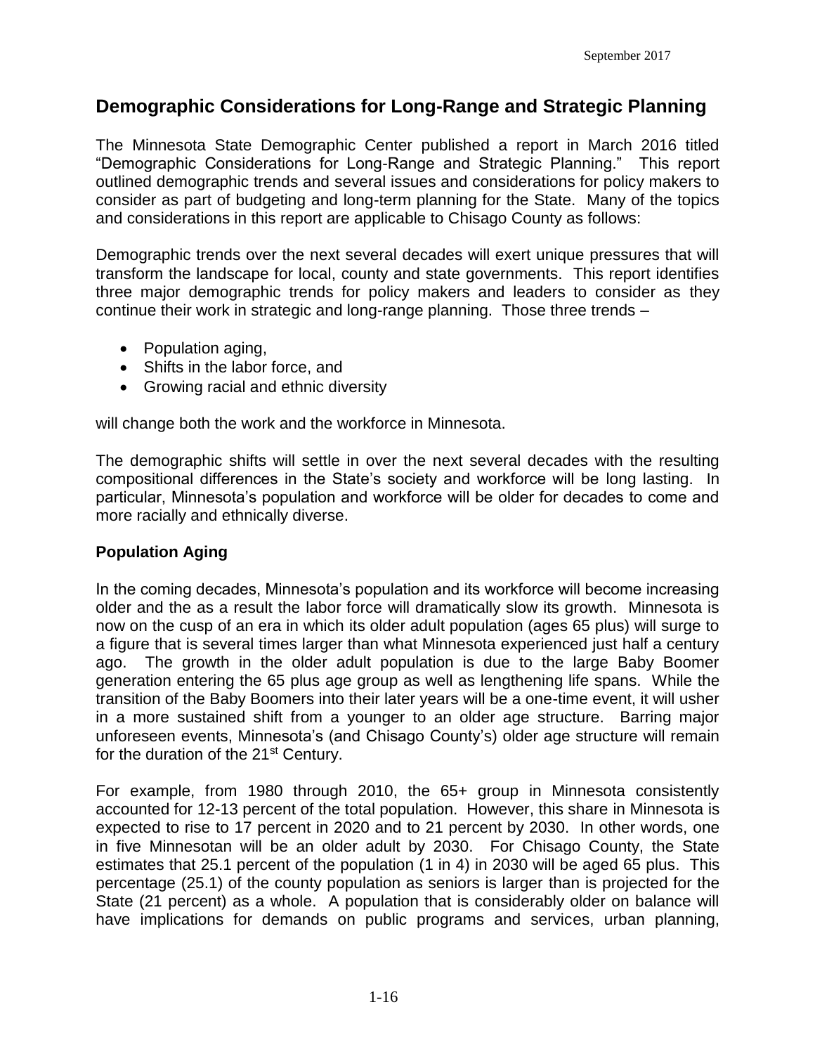## Demographic Considerations for Long-Range and Strategic Planning

The Minnesota State Demographic Center published a report in March 2016 titled "Demographic Considerations for Long-Range and Strategic Planning." This report outlined demographic trends and several issues and considerations for policy makers to consider as part of budgeting and long-term planning for the State. Many of the topics and considerations in this report are applicable to Chisago County as follows:

Demographic trends over the next several decades will exert unique pressures that will transform the landscape for local, county and state governments. This report identifies three major demographic trends for policy makers and leaders to consider as they continue their work in strategic and long-range planning. Those three trends –

- Population aging,
- Shifts in the labor force, and
- Growing racial and ethnic diversity

will change both the work and the workforce in Minnesota.

The demographic shifts will settle in over the next several decades with the resulting compositional differences in the State's society and workforce will be long lasting. In particular, Minnesota's population and workforce will be older for decades to come and more racially and ethnically diverse.

### Population Aging

In the coming decades, Minnesota's population and its workforce will become increasing older and the as a result the labor force will dramatically slow its growth. Minnesota is now on the cusp of an era in which its older adult population (ages 65 plus) will surge to a figure that is several times larger than what Minnesota experienced just half a century ago. The growth in the older adult population is due to the large Baby Boomer generation entering the 65 plus age group as well as lengthening life spans. While the transition of the Baby Boomers into their later years will be a one-time event, it will usher in a more sustained shift from a younger to an older age structure. Barring major unforeseen events, Minnesota's (and Chisago County's) older age structure will remain for the duration of the 21st Century.

For example, from 1980 through 2010, the 65+ group in Minnesota consistently accounted for 12-13 percent of the total population. However, this share in Minnesota is expected to rise to 17 percent in 2020 and to 21 percent by 2030. In other words, one in five Minnesotan will be an older adult by 2030. For Chisago County, the State estimates that 25.1 percent of the population (1 in 4) in 2030 will be aged 65 plus. This percentage (25.1) of the county population as seniors is larger than is projected for the State (21 percent) as a whole. A population that is considerably older on balance will have implications for demands on public programs and services, urban planning,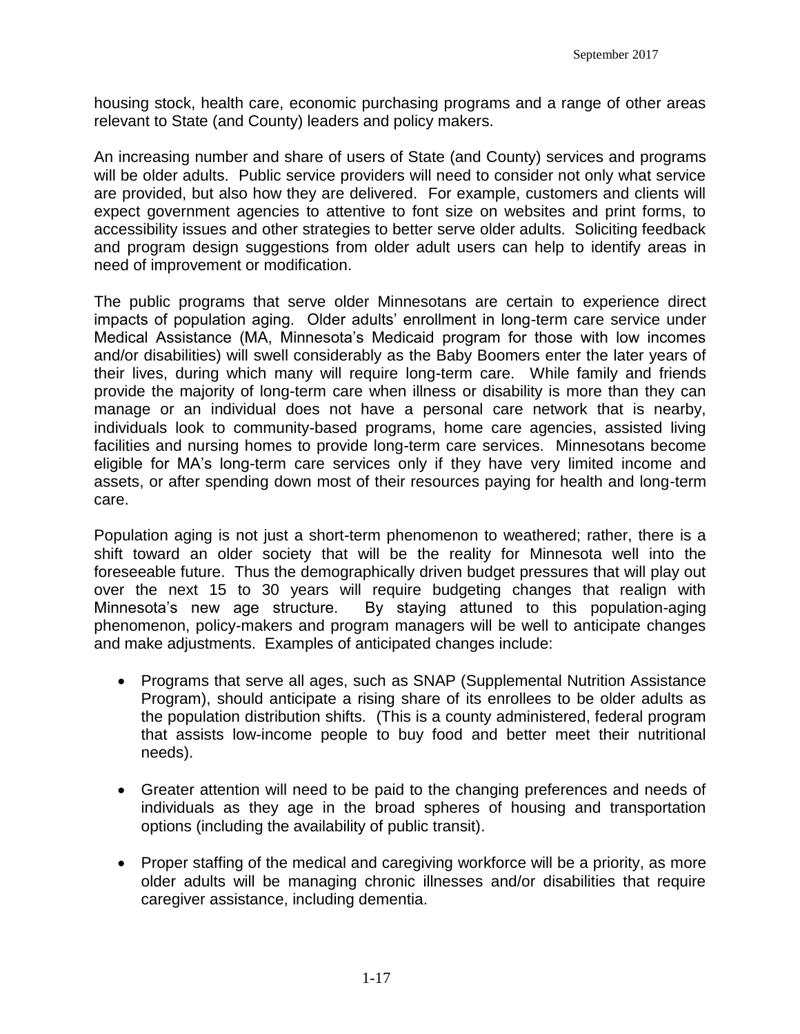housing stock, health care, economic purchasing programs and a range of other areas relevant to State (and County) leaders and policy makers.

An increasing number and share of users of State (and County) services and programs will be older adults. Public service providers will need to consider not only what service are provided, but also how they are delivered. For example, customers and clients will expect government agencies to attentive to font size on websites and print forms, to accessibility issues and other strategies to better serve older adults. Soliciting feedback and program design suggestions from older adult users can help to identify areas in need of improvement or modification.

The public programs that serve older Minnesotans are certain to experience direct impacts of population aging. Older adults' enrollment in long-term care service under Medical Assistance (MA, Minnesota's Medicaid program for those with low incomes and/or disabilities) will swell considerably as the Baby Boomers enter the later years of their lives, during which many will require long-term care. While family and friends provide the majority of long-term care when illness or disability is more than they can manage or an individual does not have a personal care network that is nearby, individuals look to community-based programs, home care agencies, assisted living facilities and nursing homes to provide long-term care services. Minnesotans become eligible for MA's long-term care services only if they have very limited income and assets, or after spending down most of their resources paying for health and long-term care.

Population aging is not just a short-term phenomenon to weathered; rather, there is a shift toward an older society that will be the reality for Minnesota well into the foreseeable future. Thus the demographically driven budget pressures that will play out over the next 15 to 30 years will require budgeting changes that realign with Minnesota's new age structure. By staying attuned to this population-aging phenomenon, policy-makers and program managers will be well to anticipate changes and make adjustments. Examples of anticipated changes include:

- Programs that serve all ages, such as SNAP (Supplemental Nutrition Assistance Program), should anticipate a rising share of its enrollees to be older adults as the population distribution shifts. (This is a county administered, federal program that assists low-income people to buy food and better meet their nutritional needs).

- Greater attention will need to be paid to the changing preferences and needs of individuals as they age in the broad spheres of housing and transportation options (including the availability of public transit).

- Proper staffing of the medical and caregiving workforce will be a priority, as more older adults will be managing chronic illnesses and/or disabilities that require caregiver assistance, including dementia.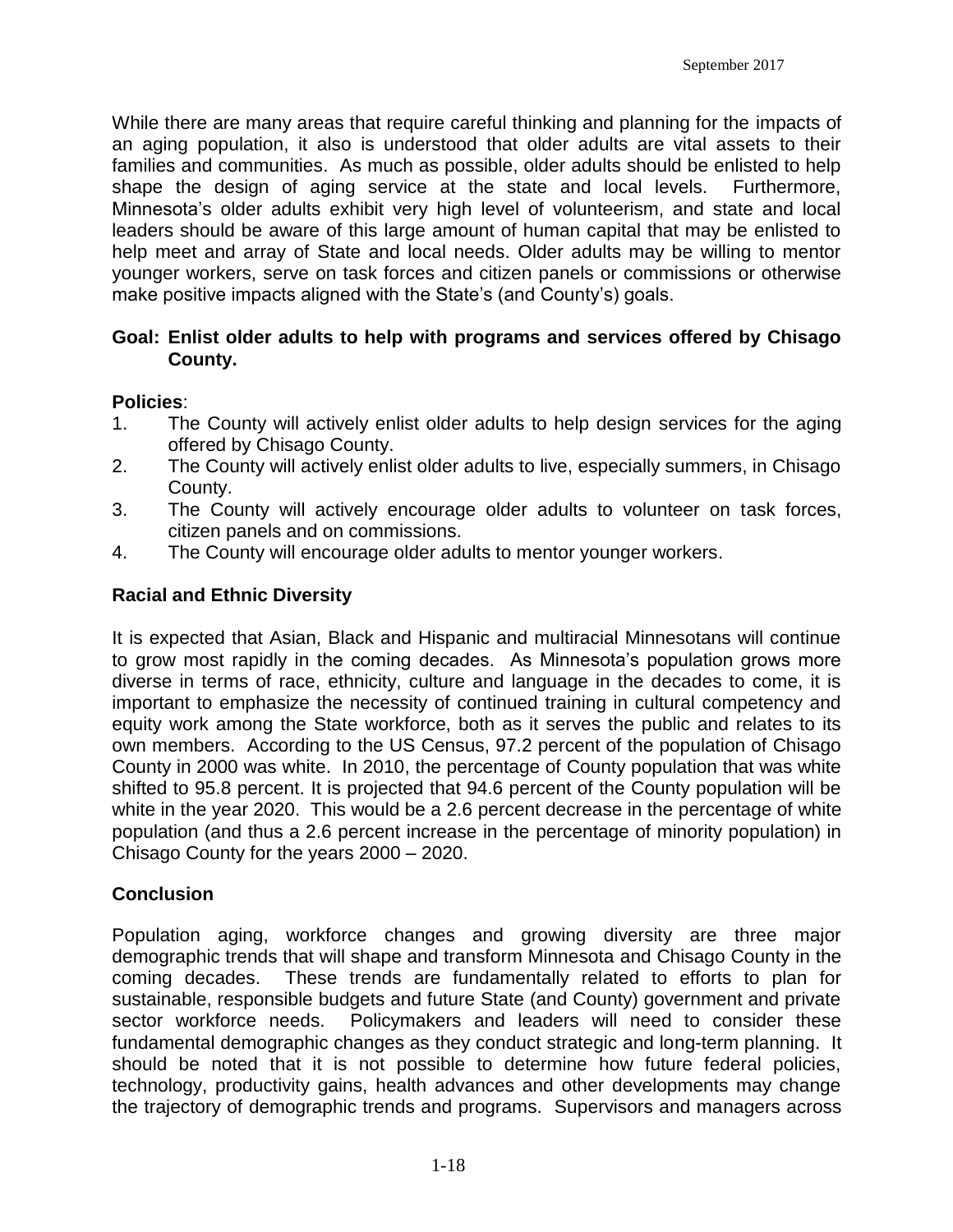While there are many areas that require careful thinking and planning for the impacts of an aging population, it also is understood that older adults are vital assets to their families and communities. As much as possible, older adults should be enlisted to help shape the design of aging service at the state and local levels. Furthermore, Minnesota's older adults exhibit very high level of volunteerism, and state and local leaders should be aware of this large amount of human capital that may be enlisted to help meet and array of State and local needs. Older adults may be willing to mentor younger workers, serve on task forces and citizen panels or commissions or otherwise make positive impacts aligned with the State's (and County's) goals.

**Goal: Enlist older adults to help with programs and services offered by Chisago County.**

**Policies**:

1. The County will actively enlist older adults to help design services for the aging offered by Chisago County.
2. The County will actively enlist older adults to live, especially summers, in Chisago County.
3. The County will actively encourage older adults to volunteer on task forces, citizen panels and on commissions.
4. The County will encourage older adults to mentor younger workers.

## Racial and Ethnic Diversity

It is expected that Asian, Black and Hispanic and multiracial Minnesotans will continue to grow most rapidly in the coming decades. As Minnesota's population grows more diverse in terms of race, ethnicity, culture and language in the decades to come, it is important to emphasize the necessity of continued training in cultural competency and equity work among the State workforce, both as it serves the public and relates to its own members. According to the US Census, 97.2 percent of the population of Chisago County in 2000 was white. In 2010, the percentage of County population that was white shifted to 95.8 percent. It is projected that 94.6 percent of the County population will be white in the year 2020. This would be a 2.6 percent decrease in the percentage of white population (and thus a 2.6 percent increase in the percentage of minority population) in Chisago County for the years 2000 – 2020.

## Conclusion

Population aging, workforce changes and growing diversity are three major demographic trends that will shape and transform Minnesota and Chisago County in the coming decades. These trends are fundamentally related to efforts to plan for sustainable, responsible budgets and future State (and County) government and private sector workforce needs. Policymakers and leaders will need to consider these fundamental demographic changes as they conduct strategic and long-term planning. It should be noted that it is not possible to determine how future federal policies, technology, productivity gains, health advances and other developments may change the trajectory of demographic trends and programs. Supervisors and managers across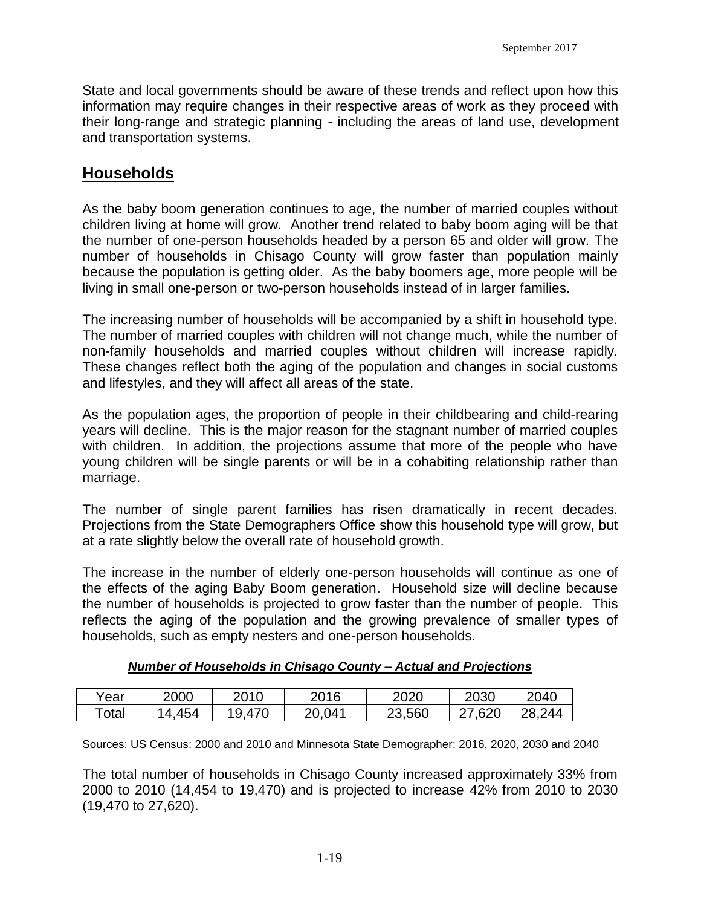State and local governments should be aware of these trends and reflect upon how this information may require changes in their respective areas of work as they proceed with their long-range and strategic planning - including the areas of land use, development and transportation systems.

## Households

As the baby boom generation continues to age, the number of married couples without children living at home will grow. Another trend related to baby boom aging will be that the number of one-person households headed by a person 65 and older will grow. The number of households in Chisago County will grow faster than population mainly because the population is getting older. As the baby boomers age, more people will be living in small one-person or two-person households instead of in larger families.

The increasing number of households will be accompanied by a shift in household type. The number of married couples with children will not change much, while the number of non-family households and married couples without children will increase rapidly. These changes reflect both the aging of the population and changes in social customs and lifestyles, and they will affect all areas of the state.

As the population ages, the proportion of people in their childbearing and child-rearing years will decline. This is the major reason for the stagnant number of married couples with children. In addition, the projections assume that more of the people who have young children will be single parents or will be in a cohabiting relationship rather than marriage.

The number of single parent families has risen dramatically in recent decades. Projections from the State Demographers Office show this household type will grow, but at a rate slightly below the overall rate of household growth.

The increase in the number of elderly one-person households will continue as one of the effects of the aging Baby Boom generation. Household size will decline because the number of households is projected to grow faster than the number of people. This reflects the aging of the population and the growing prevalence of smaller types of households, such as empty nesters and one-person households.

***Number of Households in Chisago County – Actual and Projections***

| Year | 2000 | 2010 | 2016 | 2020 | 2030 | 2040 |
|---|---|---|---|---|---|---|
| Total | 14,454 | 19,470 | 20,041 | 23,560 | 27,620 | 28,244 |

Sources: US Census: 2000 and 2010 and Minnesota State Demographer: 2016, 2020, 2030 and 2040

The total number of households in Chisago County increased approximately 33% from 2000 to 2010 (14,454 to 19,470) and is projected to increase 42% from 2010 to 2030 (19,470 to 27,620).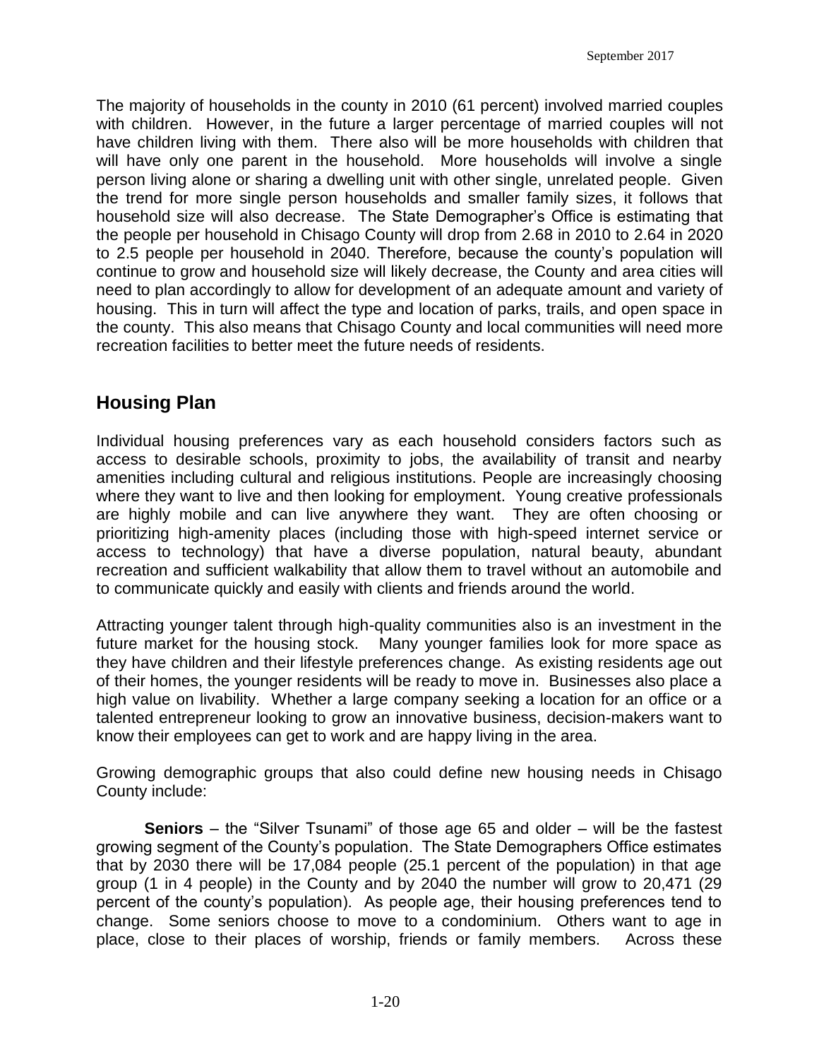The majority of households in the county in 2010 (61 percent) involved married couples with children. However, in the future a larger percentage of married couples will not have children living with them. There also will be more households with children that will have only one parent in the household. More households will involve a single person living alone or sharing a dwelling unit with other single, unrelated people. Given the trend for more single person households and smaller family sizes, it follows that household size will also decrease. The State Demographer's Office is estimating that the people per household in Chisago County will drop from 2.68 in 2010 to 2.64 in 2020 to 2.5 people per household in 2040. Therefore, because the county's population will continue to grow and household size will likely decrease, the County and area cities will need to plan accordingly to allow for development of an adequate amount and variety of housing. This in turn will affect the type and location of parks, trails, and open space in the county. This also means that Chisago County and local communities will need more recreation facilities to better meet the future needs of residents.

## Housing Plan

Individual housing preferences vary as each household considers factors such as access to desirable schools, proximity to jobs, the availability of transit and nearby amenities including cultural and religious institutions. People are increasingly choosing where they want to live and then looking for employment. Young creative professionals are highly mobile and can live anywhere they want. They are often choosing or prioritizing high-amenity places (including those with high-speed internet service or access to technology) that have a diverse population, natural beauty, abundant recreation and sufficient walkability that allow them to travel without an automobile and to communicate quickly and easily with clients and friends around the world.

Attracting younger talent through high-quality communities also is an investment in the future market for the housing stock. Many younger families look for more space as they have children and their lifestyle preferences change. As existing residents age out of their homes, the younger residents will be ready to move in. Businesses also place a high value on livability. Whether a large company seeking a location for an office or a talented entrepreneur looking to grow an innovative business, decision-makers want to know their employees can get to work and are happy living in the area.

Growing demographic groups that also could define new housing needs in Chisago County include:

**Seniors** – the "Silver Tsunami" of those age 65 and older – will be the fastest growing segment of the County's population. The State Demographers Office estimates that by 2030 there will be 17,084 people (25.1 percent of the population) in that age group (1 in 4 people) in the County and by 2040 the number will grow to 20,471 (29 percent of the county's population). As people age, their housing preferences tend to change. Some seniors choose to move to a condominium. Others want to age in place, close to their places of worship, friends or family members. Across these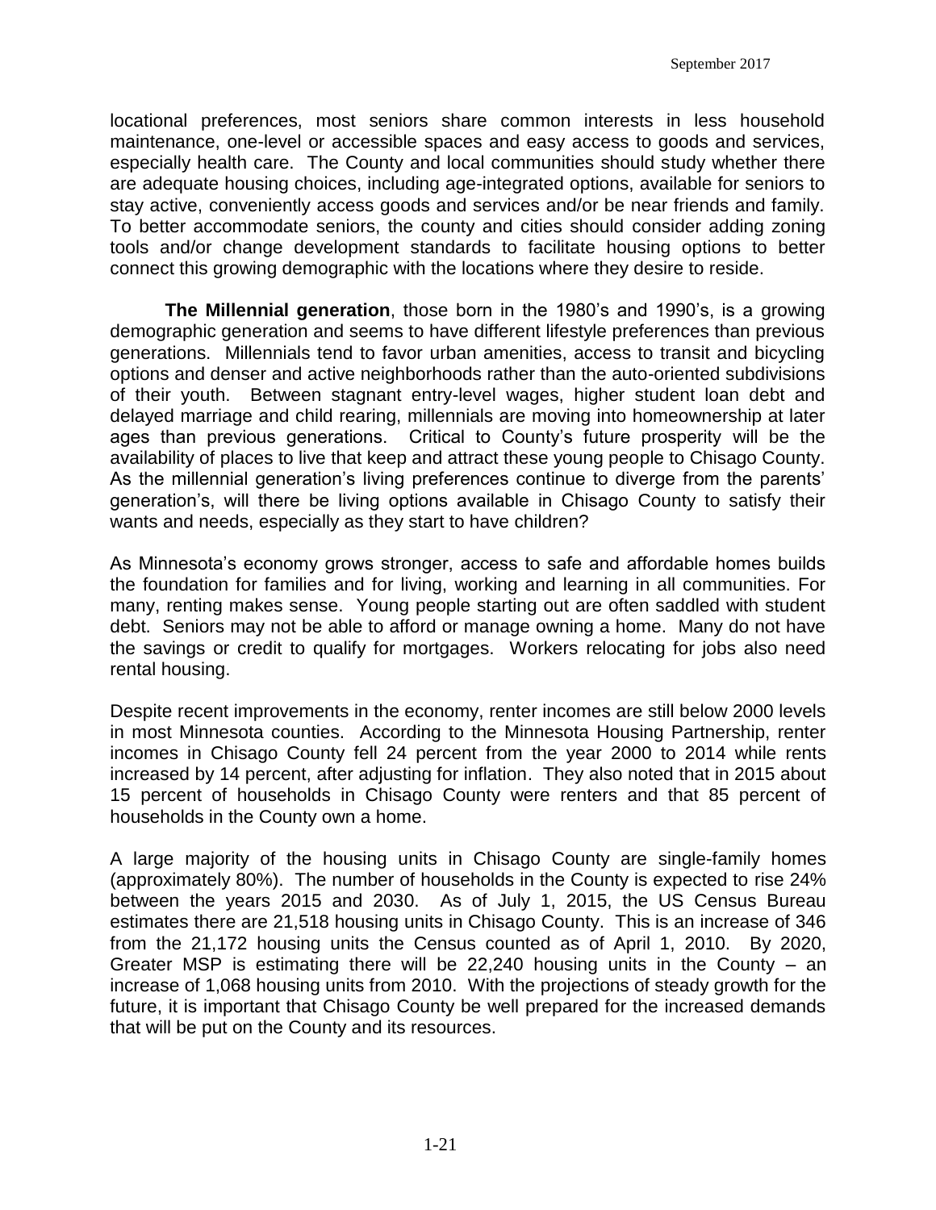locational preferences, most seniors share common interests in less household maintenance, one-level or accessible spaces and easy access to goods and services, especially health care. The County and local communities should study whether there are adequate housing choices, including age-integrated options, available for seniors to stay active, conveniently access goods and services and/or be near friends and family. To better accommodate seniors, the county and cities should consider adding zoning tools and/or change development standards to facilitate housing options to better connect this growing demographic with the locations where they desire to reside.

**The Millennial generation**, those born in the 1980's and 1990's, is a growing demographic generation and seems to have different lifestyle preferences than previous generations. Millennials tend to favor urban amenities, access to transit and bicycling options and denser and active neighborhoods rather than the auto-oriented subdivisions of their youth. Between stagnant entry-level wages, higher student loan debt and delayed marriage and child rearing, millennials are moving into homeownership at later ages than previous generations. Critical to County's future prosperity will be the availability of places to live that keep and attract these young people to Chisago County. As the millennial generation's living preferences continue to diverge from the parents' generation's, will there be living options available in Chisago County to satisfy their wants and needs, especially as they start to have children?

As Minnesota's economy grows stronger, access to safe and affordable homes builds the foundation for families and for living, working and learning in all communities. For many, renting makes sense. Young people starting out are often saddled with student debt. Seniors may not be able to afford or manage owning a home. Many do not have the savings or credit to qualify for mortgages. Workers relocating for jobs also need rental housing.

Despite recent improvements in the economy, renter incomes are still below 2000 levels in most Minnesota counties. According to the Minnesota Housing Partnership, renter incomes in Chisago County fell 24 percent from the year 2000 to 2014 while rents increased by 14 percent, after adjusting for inflation. They also noted that in 2015 about 15 percent of households in Chisago County were renters and that 85 percent of households in the County own a home.

A large majority of the housing units in Chisago County are single-family homes (approximately 80%). The number of households in the County is expected to rise 24% between the years 2015 and 2030. As of July 1, 2015, the US Census Bureau estimates there are 21,518 housing units in Chisago County. This is an increase of 346 from the 21,172 housing units the Census counted as of April 1, 2010. By 2020, Greater MSP is estimating there will be 22,240 housing units in the County – an increase of 1,068 housing units from 2010. With the projections of steady growth for the future, it is important that Chisago County be well prepared for the increased demands that will be put on the County and its resources.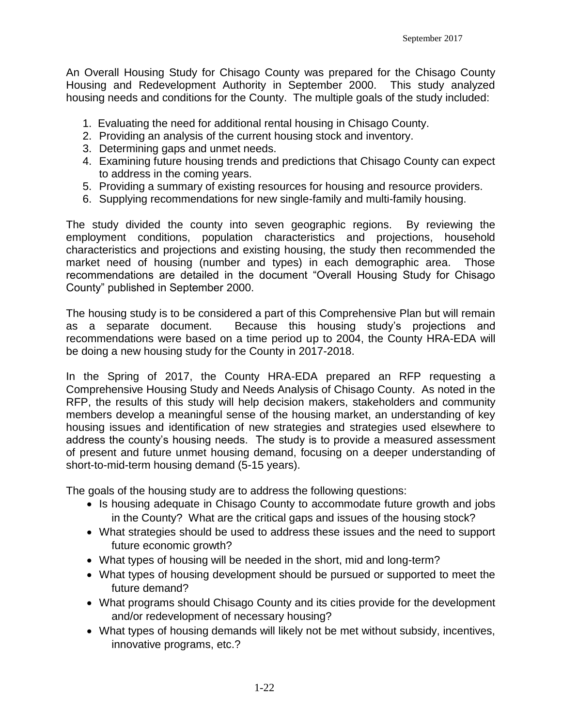An Overall Housing Study for Chisago County was prepared for the Chisago County Housing and Redevelopment Authority in September 2000. This study analyzed housing needs and conditions for the County. The multiple goals of the study included:

1. Evaluating the need for additional rental housing in Chisago County.
2. Providing an analysis of the current housing stock and inventory.
3. Determining gaps and unmet needs.
4. Examining future housing trends and predictions that Chisago County can expect to address in the coming years.
5. Providing a summary of existing resources for housing and resource providers.
6. Supplying recommendations for new single-family and multi-family housing.

The study divided the county into seven geographic regions. By reviewing the employment conditions, population characteristics and projections, household characteristics and projections and existing housing, the study then recommended the market need of housing (number and types) in each demographic area. Those recommendations are detailed in the document "Overall Housing Study for Chisago County" published in September 2000.

The housing study is to be considered a part of this Comprehensive Plan but will remain as a separate document. Because this housing study's projections and recommendations were based on a time period up to 2004, the County HRA-EDA will be doing a new housing study for the County in 2017-2018.

In the Spring of 2017, the County HRA-EDA prepared an RFP requesting a Comprehensive Housing Study and Needs Analysis of Chisago County. As noted in the RFP, the results of this study will help decision makers, stakeholders and community members develop a meaningful sense of the housing market, an understanding of key housing issues and identification of new strategies and strategies used elsewhere to address the county's housing needs. The study is to provide a measured assessment of present and future unmet housing demand, focusing on a deeper understanding of short-to-mid-term housing demand (5-15 years).

The goals of the housing study are to address the following questions:

- Is housing adequate in Chisago County to accommodate future growth and jobs in the County? What are the critical gaps and issues of the housing stock?
- What strategies should be used to address these issues and the need to support future economic growth?
- What types of housing will be needed in the short, mid and long-term?
- What types of housing development should be pursued or supported to meet the future demand?
- What programs should Chisago County and its cities provide for the development and/or redevelopment of necessary housing?
- What types of housing demands will likely not be met without subsidy, incentives, innovative programs, etc.?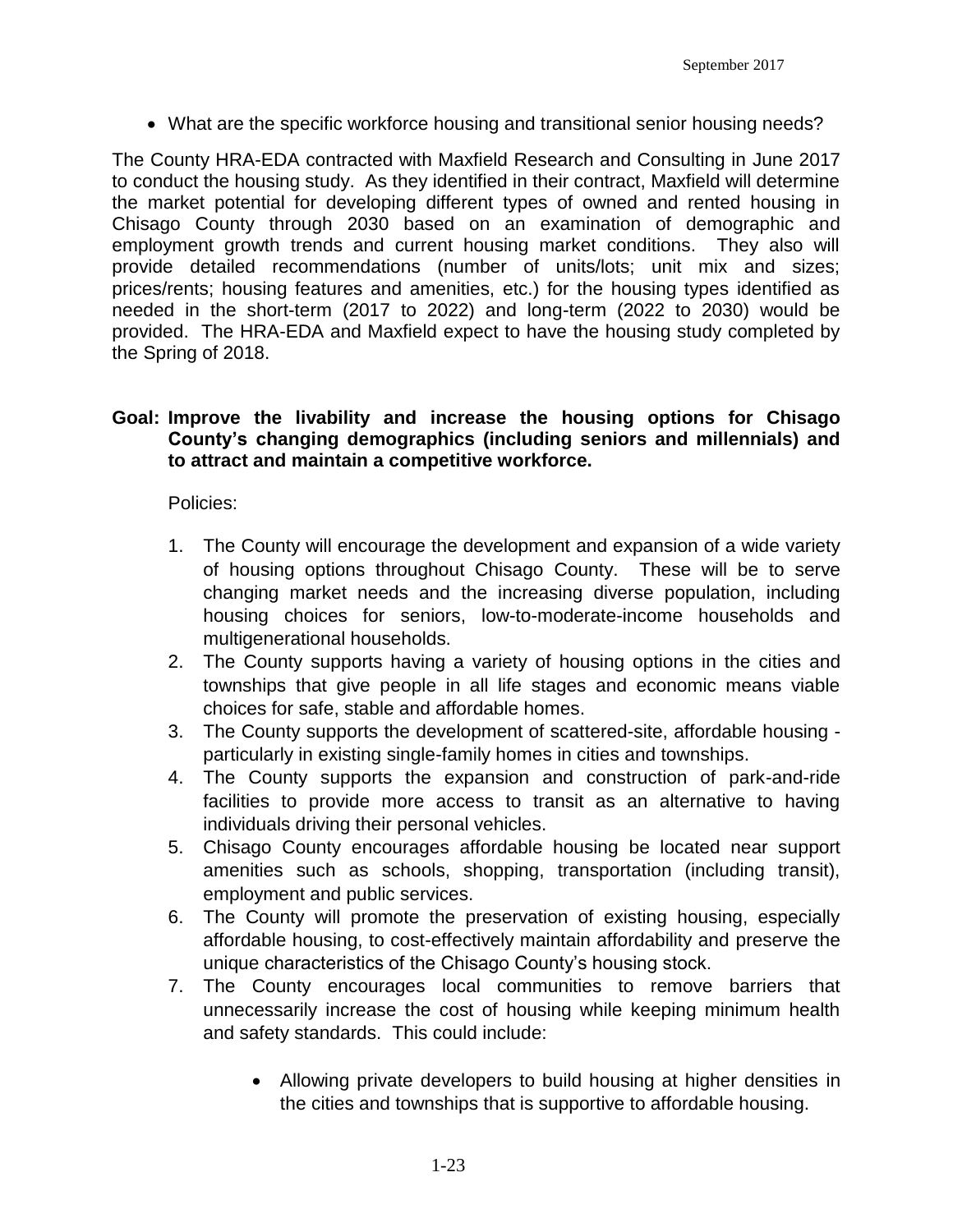- What are the specific workforce housing and transitional senior housing needs?

The County HRA-EDA contracted with Maxfield Research and Consulting in June 2017 to conduct the housing study. As they identified in their contract, Maxfield will determine the market potential for developing different types of owned and rented housing in Chisago County through 2030 based on an examination of demographic and employment growth trends and current housing market conditions. They also will provide detailed recommendations (number of units/lots; unit mix and sizes; prices/rents; housing features and amenities, etc.) for the housing types identified as needed in the short-term (2017 to 2022) and long-term (2022 to 2030) would be provided. The HRA-EDA and Maxfield expect to have the housing study completed by the Spring of 2018.

**Goal: Improve the livability and increase the housing options for Chisago County's changing demographics (including seniors and millennials) and to attract and maintain a competitive workforce.**

Policies:

1. The County will encourage the development and expansion of a wide variety of housing options throughout Chisago County. These will be to serve changing market needs and the increasing diverse population, including housing choices for seniors, low-to-moderate-income households and multigenerational households.
2. The County supports having a variety of housing options in the cities and townships that give people in all life stages and economic means viable choices for safe, stable and affordable homes.
3. The County supports the development of scattered-site, affordable housing - particularly in existing single-family homes in cities and townships.
4. The County supports the expansion and construction of park-and-ride facilities to provide more access to transit as an alternative to having individuals driving their personal vehicles.
5. Chisago County encourages affordable housing be located near support amenities such as schools, shopping, transportation (including transit), employment and public services.
6. The County will promote the preservation of existing housing, especially affordable housing, to cost-effectively maintain affordability and preserve the unique characteristics of the Chisago County's housing stock.
7. The County encourages local communities to remove barriers that unnecessarily increase the cost of housing while keeping minimum health and safety standards. This could include:
    - Allowing private developers to build housing at higher densities in the cities and townships that is supportive to affordable housing.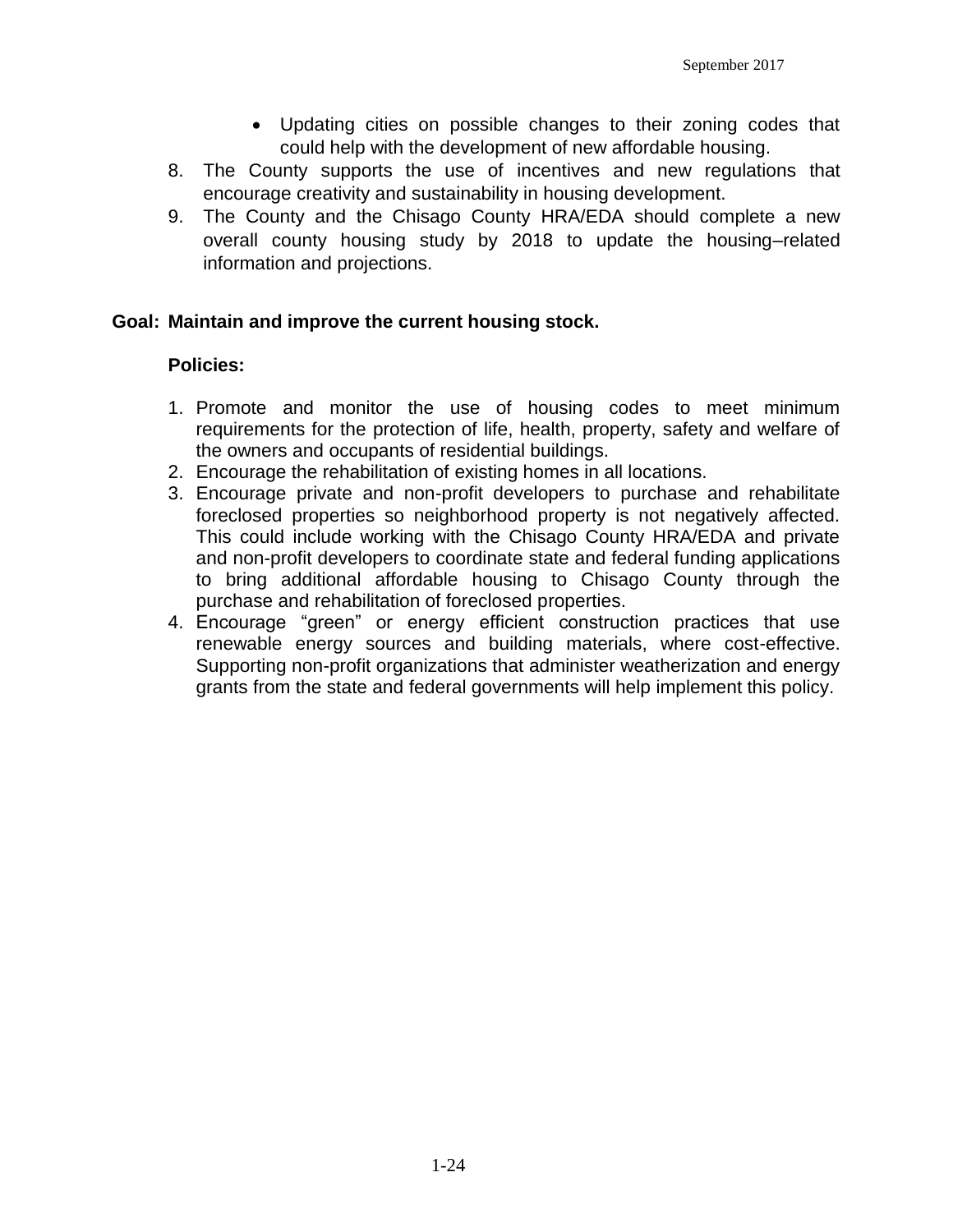- Updating cities on possible changes to their zoning codes that could help with the development of new affordable housing.

8. The County supports the use of incentives and new regulations that encourage creativity and sustainability in housing development.
9. The County and the Chisago County HRA/EDA should complete a new overall county housing study by 2018 to update the housing–related information and projections.

**Goal: Maintain and improve the current housing stock.**

**Policies:**

1. Promote and monitor the use of housing codes to meet minimum requirements for the protection of life, health, property, safety and welfare of the owners and occupants of residential buildings.
2. Encourage the rehabilitation of existing homes in all locations.
3. Encourage private and non-profit developers to purchase and rehabilitate foreclosed properties so neighborhood property is not negatively affected. This could include working with the Chisago County HRA/EDA and private and non-profit developers to coordinate state and federal funding applications to bring additional affordable housing to Chisago County through the purchase and rehabilitation of foreclosed properties.
4. Encourage "green" or energy efficient construction practices that use renewable energy sources and building materials, where cost-effective. Supporting non-profit organizations that administer weatherization and energy grants from the state and federal governments will help implement this policy.